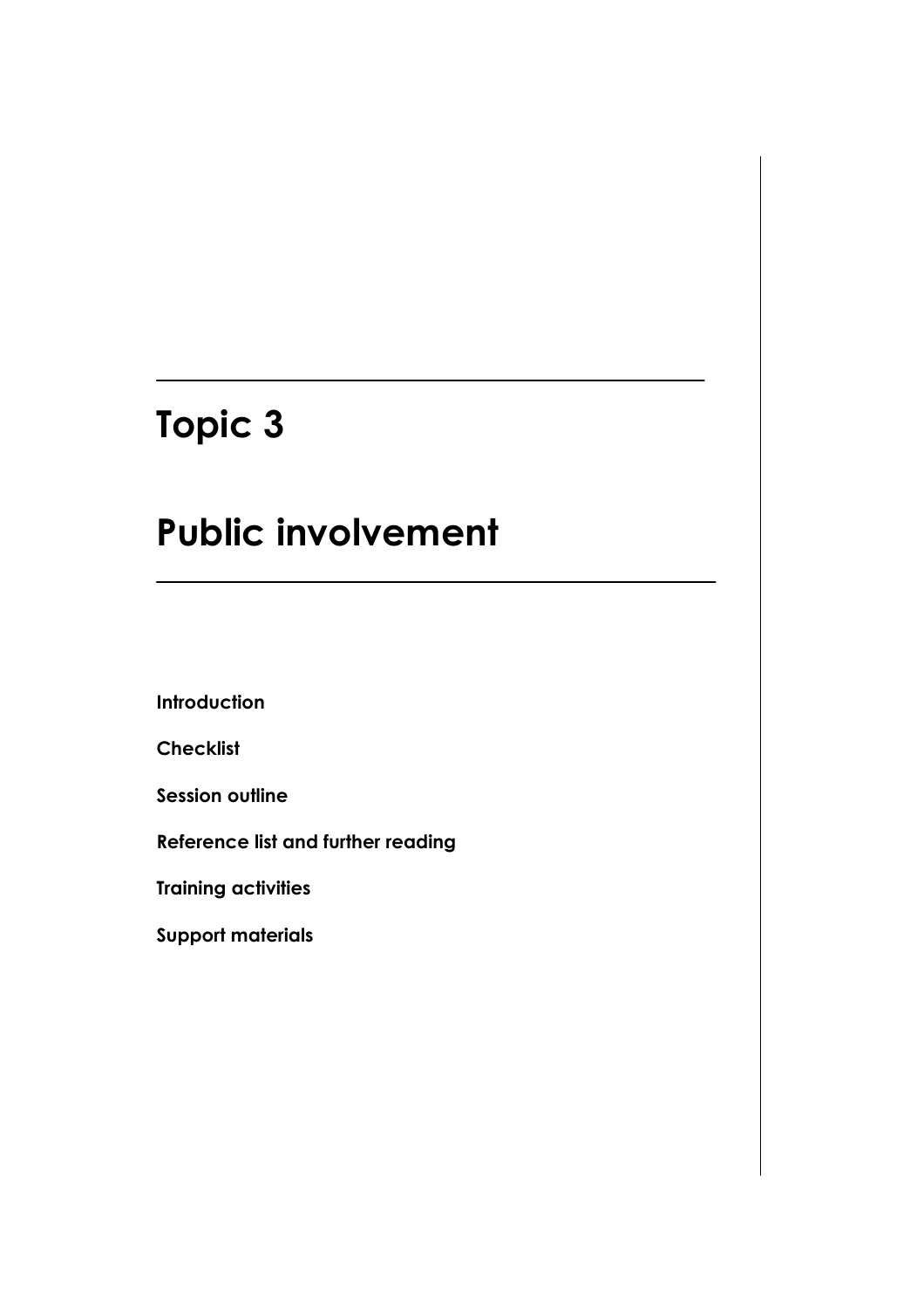# Topic 3

# Public involvement

**Introduction**

**Checklist**

**Session outline**

**Reference list and further reading**

**Training activities**

**Support materials**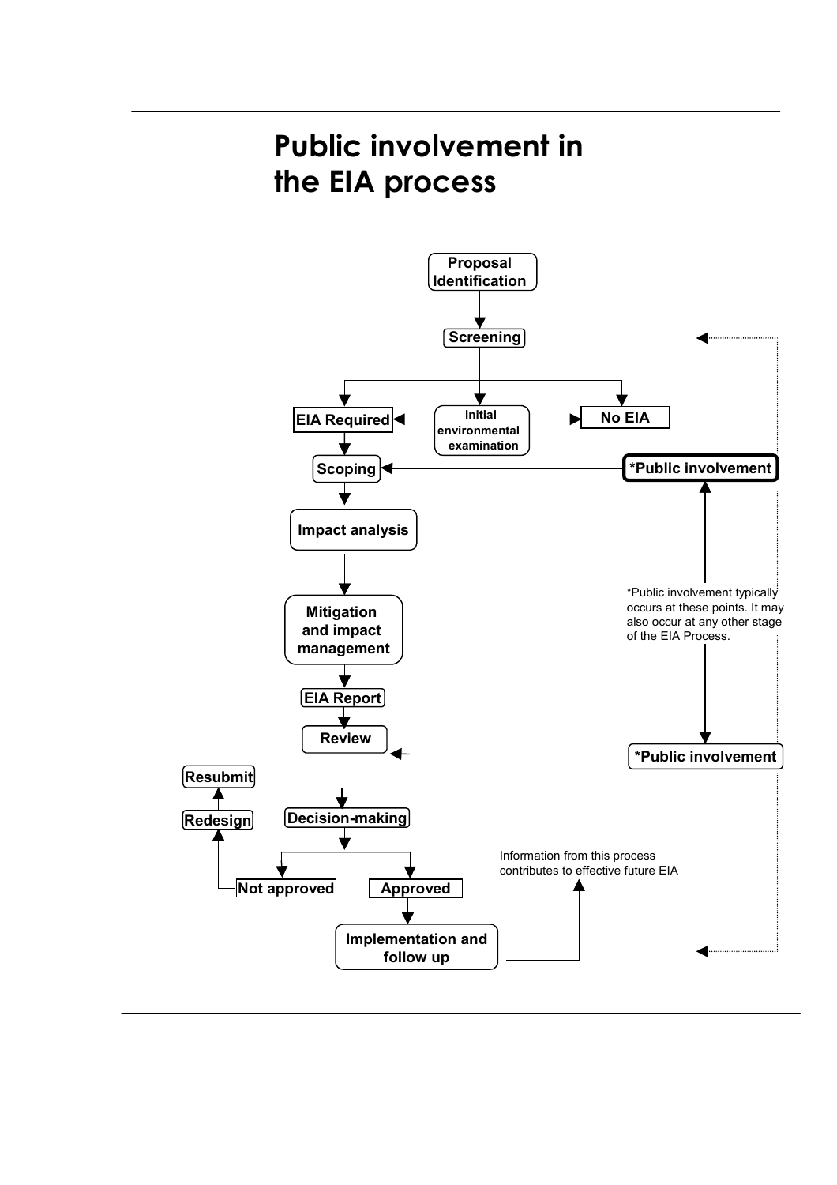# Public involvement in the EIA process

Proposal Identification

Screening

EIA Required

Initial environmental examination

No EIA

Scoping

*Public involvement

Impact analysis

Mitigation and impact management

*Public involvement typically occurs at these points. It may also occur at any other stage of the EIA Process.

EIA Report

Review

*Public involvement

Resubmit

Redesign

Decision-making

Not approved

Approved

Information from this process contributes to effective future EIA

Implementation and follow up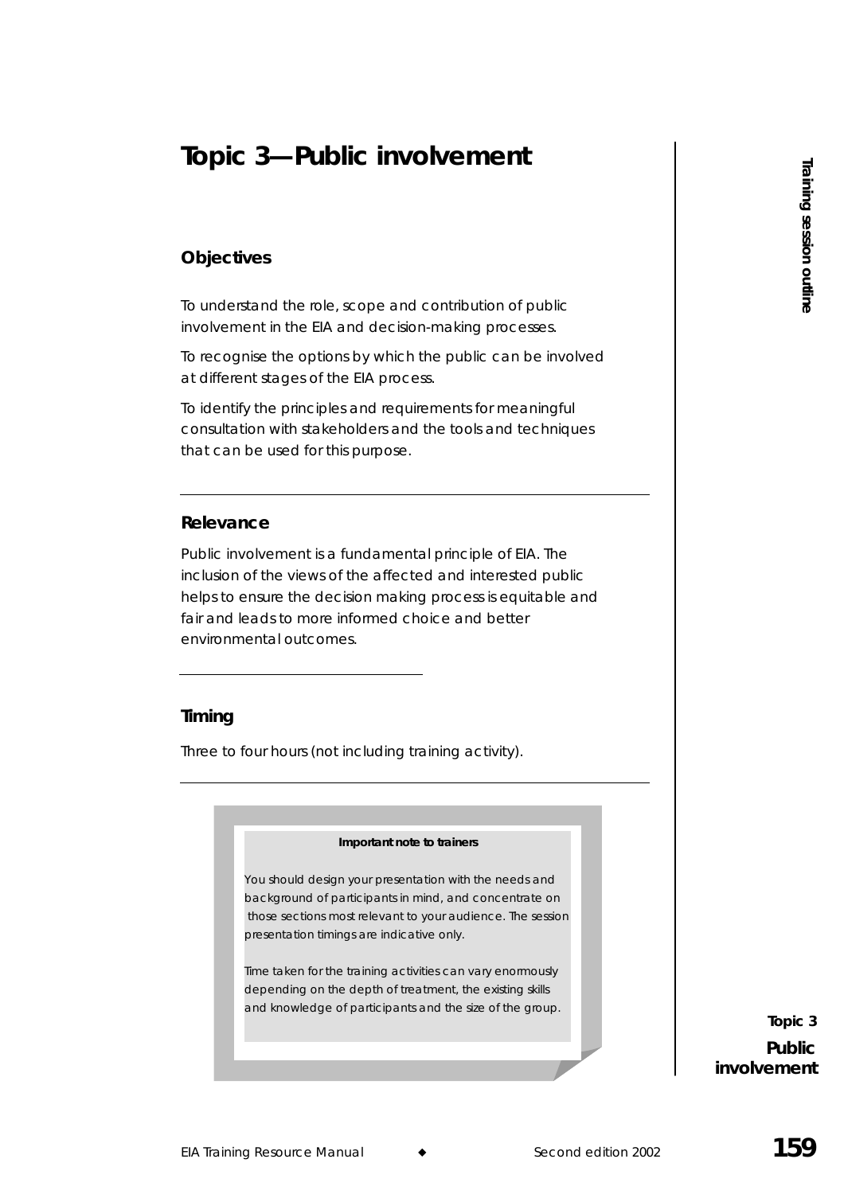# Topic 3—Public involvement

## Objectives

To understand the role, scope and contribution of public involvement in the EIA and decision-making processes.

To recognise the options by which the public can be involved at different stages of the EIA process.

To identify the principles and requirements for meaningful consultation with stakeholders and the tools and techniques that can be used for this purpose.

## Relevance

Public involvement is a fundamental principle of EIA. The inclusion of the views of the affected and interested public helps to ensure the decision making process is equitable and fair and leads to more informed choice and better environmental outcomes.

## Timing

Three to four hours (not including training activity).

> **Important note to trainers**
>
> You should design your presentation with the needs and background of participants in mind, and concentrate on those sections most relevant to your audience. The session presentation timings are indicative only.
>
> Time taken for the training activities can vary enormously depending on the depth of treatment, the existing skills and knowledge of participants and the size of the group.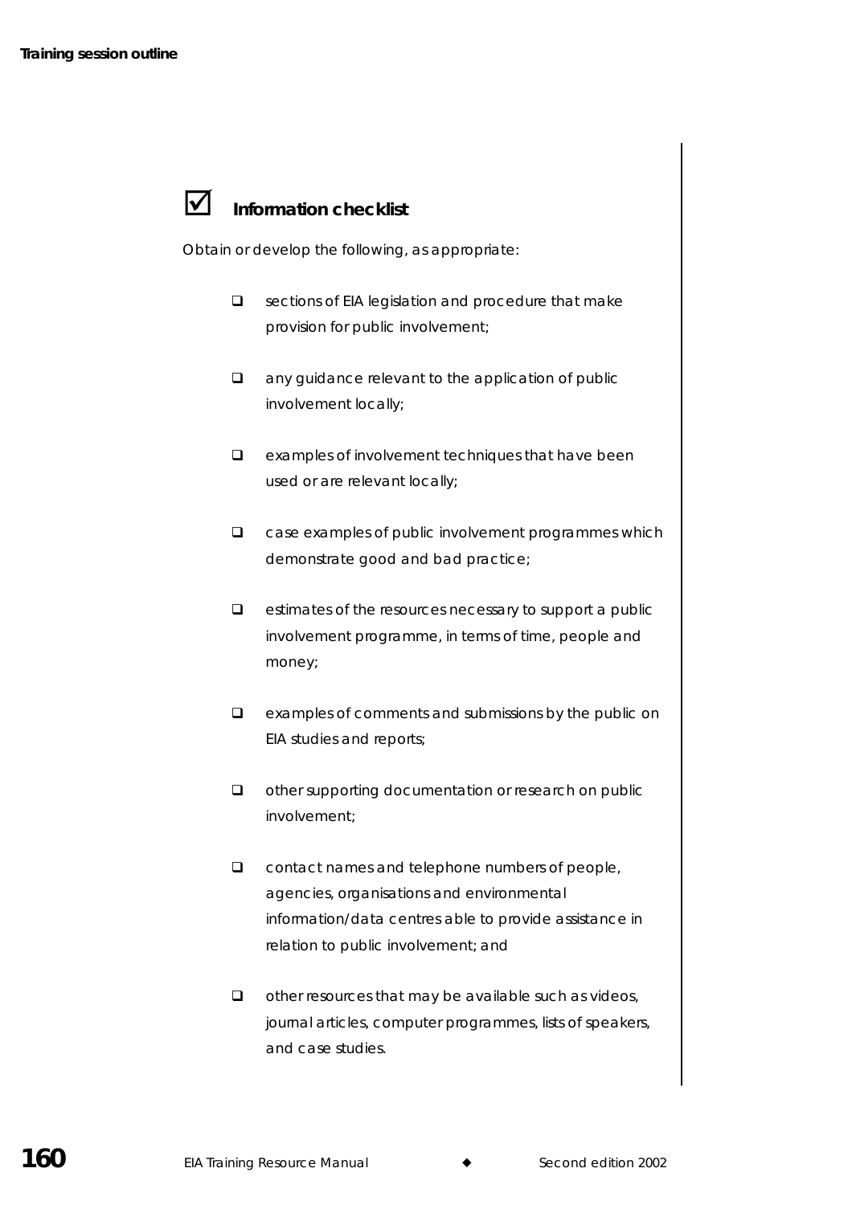## ☑ Information checklist

Obtain or develop the following, as appropriate:

- ❑ sections of EIA legislation and procedure that make provision for public involvement;
- ❑ any guidance relevant to the application of public involvement locally;
- ❑ examples of involvement techniques that have been used or are relevant locally;
- ❑ case examples of public involvement programmes which demonstrate good and bad practice;
- ❑ estimates of the resources necessary to support a public involvement programme, in terms of time, people and money;
- ❑ examples of comments and submissions by the public on EIA studies and reports;
- ❑ other supporting documentation or research on public involvement;
- ❑ contact names and telephone numbers of people, agencies, organisations and environmental information/data centres able to provide assistance in relation to public involvement; and
- ❑ other resources that may be available such as videos, journal articles, computer programmes, lists of speakers, and case studies.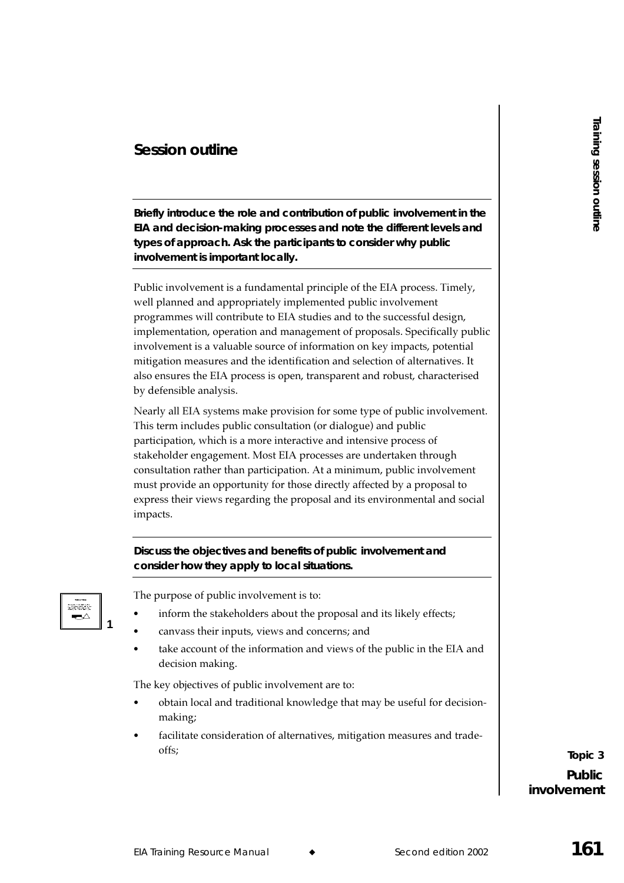## Session outline

**Briefly introduce the role and contribution of public involvement in the EIA and decision-making processes and note the different levels and types of approach. Ask the participants to consider why public involvement is important locally.**

Public involvement is a fundamental principle of the EIA process. Timely, well planned and appropriately implemented public involvement programmes will contribute to EIA studies and to the successful design, implementation, operation and management of proposals. Specifically public involvement is a valuable source of information on key impacts, potential mitigation measures and the identification and selection of alternatives. It also ensures the EIA process is open, transparent and robust, characterised by defensible analysis.

Nearly all EIA systems make provision for some type of public involvement. This term includes public consultation (or dialogue) and public participation, which is a more interactive and intensive process of stakeholder engagement. Most EIA processes are undertaken through consultation rather than participation. At a minimum, public involvement must provide an opportunity for those directly affected by a proposal to express their views regarding the proposal and its environmental and social impacts.

**Discuss the objectives and benefits of public involvement and consider how they apply to local situations.**

1

The purpose of public involvement is to:

- inform the stakeholders about the proposal and its likely effects;
- canvass their inputs, views and concerns; and
- take account of the information and views of the public in the EIA and decision making.

The key objectives of public involvement are to:

- obtain local and traditional knowledge that may be useful for decision-making;
- facilitate consideration of alternatives, mitigation measures and trade-offs;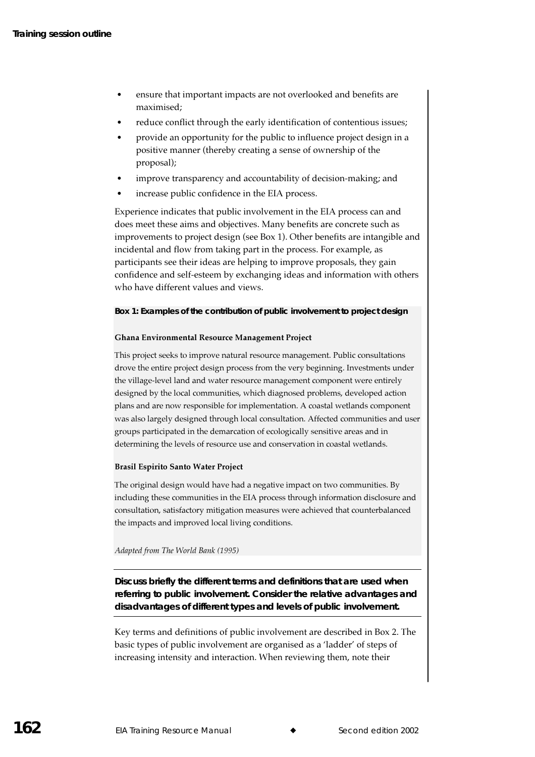- ensure that important impacts are not overlooked and benefits are maximised;
- reduce conflict through the early identification of contentious issues;
- provide an opportunity for the public to influence project design in a positive manner (thereby creating a sense of ownership of the proposal);
- improve transparency and accountability of decision-making; and
- increase public confidence in the EIA process.

Experience indicates that public involvement in the EIA process can and does meet these aims and objectives. Many benefits are concrete such as improvements to project design (see Box 1). Other benefits are intangible and incidental and flow from taking part in the process. For example, as participants see their ideas are helping to improve proposals, they gain confidence and self-esteem by exchanging ideas and information with others who have different values and views.

**Box 1: Examples of the contribution of public involvement to project design**

**Ghana Environmental Resource Management Project**

This project seeks to improve natural resource management. Public consultations drove the entire project design process from the very beginning. Investments under the village-level land and water resource management component were entirely designed by the local communities, which diagnosed problems, developed action plans and are now responsible for implementation. A coastal wetlands component was also largely designed through local consultation. Affected communities and user groups participated in the demarcation of ecologically sensitive areas and in determining the levels of resource use and conservation in coastal wetlands.

**Brasil Espirito Santo Water Project**

The original design would have had a negative impact on two communities. By including these communities in the EIA process through information disclosure and consultation, satisfactory mitigation measures were achieved that counterbalanced the impacts and improved local living conditions.

*Adapted from The World Bank (1995)*

**Discuss briefly the different terms and definitions that are used when referring to public involvement. Consider the relative advantages and disadvantages of different types and levels of public involvement.**

Key terms and definitions of public involvement are described in Box 2. The basic types of public involvement are organised as a 'ladder' of steps of increasing intensity and interaction. When reviewing them, note their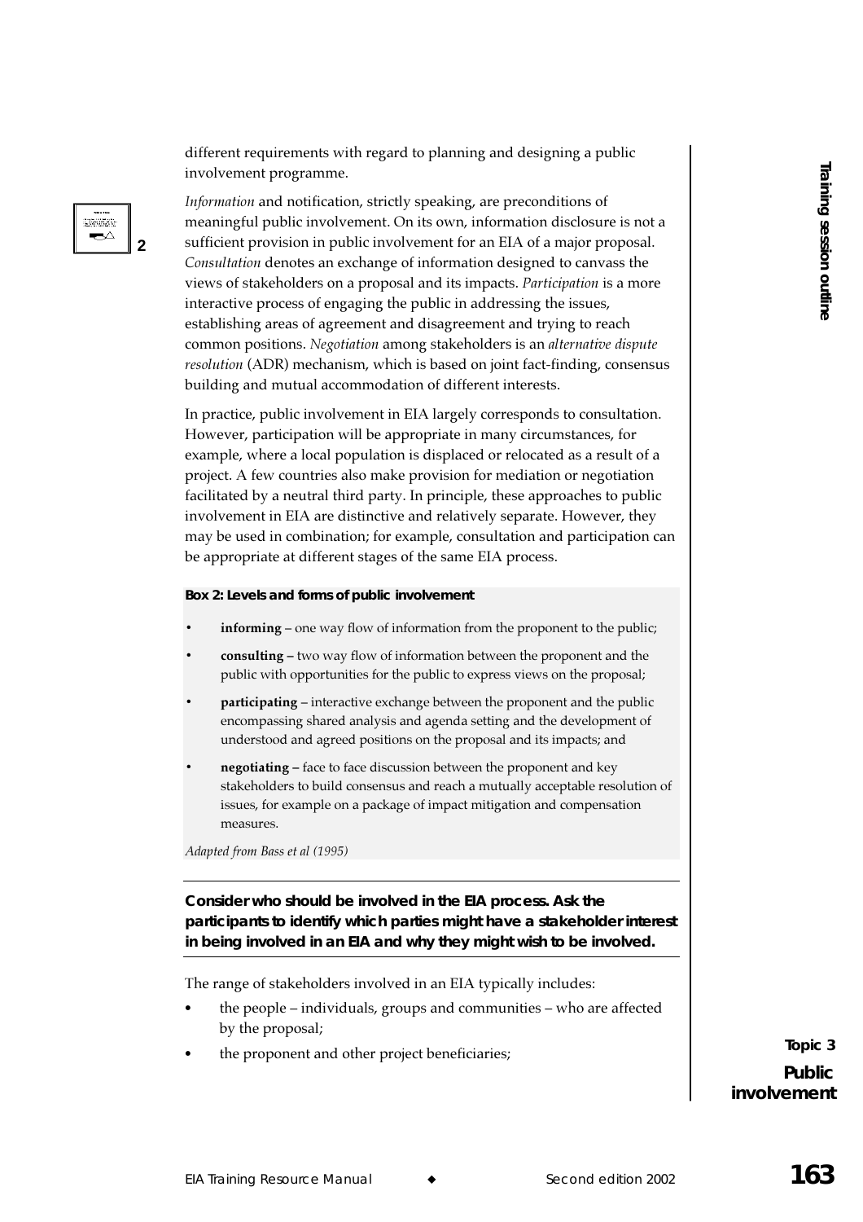different requirements with regard to planning and designing a public involvement programme.

*Information* and notification, strictly speaking, are preconditions of meaningful public involvement. On its own, information disclosure is not a sufficient provision in public involvement for an EIA of a major proposal. *Consultation* denotes an exchange of information designed to canvass the views of stakeholders on a proposal and its impacts. *Participation* is a more interactive process of engaging the public in addressing the issues, establishing areas of agreement and disagreement and trying to reach common positions. *Negotiation* among stakeholders is an *alternative dispute resolution* (ADR) mechanism, which is based on joint fact-finding, consensus building and mutual accommodation of different interests.

In practice, public involvement in EIA largely corresponds to consultation. However, participation will be appropriate in many circumstances, for example, where a local population is displaced or relocated as a result of a project. A few countries also make provision for mediation or negotiation facilitated by a neutral third party. In principle, these approaches to public involvement in EIA are distinctive and relatively separate. However, they may be used in combination; for example, consultation and participation can be appropriate at different stages of the same EIA process.

**Box 2: Levels and forms of public involvement**

- **informing** – one way flow of information from the proponent to the public;
- **consulting** – two way flow of information between the proponent and the public with opportunities for the public to express views on the proposal;
- **participating** – interactive exchange between the proponent and the public encompassing shared analysis and agenda setting and the development of understood and agreed positions on the proposal and its impacts; and
- **negotiating** – face to face discussion between the proponent and key stakeholders to build consensus and reach a mutually acceptable resolution of issues, for example on a package of impact mitigation and compensation measures.

*Adapted from Bass et al (1995)*

---

**Consider who should be involved in the EIA process. Ask the participants to identify which parties might have a stakeholder interest in being involved in an EIA and why they might wish to be involved.**

---

The range of stakeholders involved in an EIA typically includes:

- the people – individuals, groups and communities – who are affected by the proposal;
- the proponent and other project beneficiaries;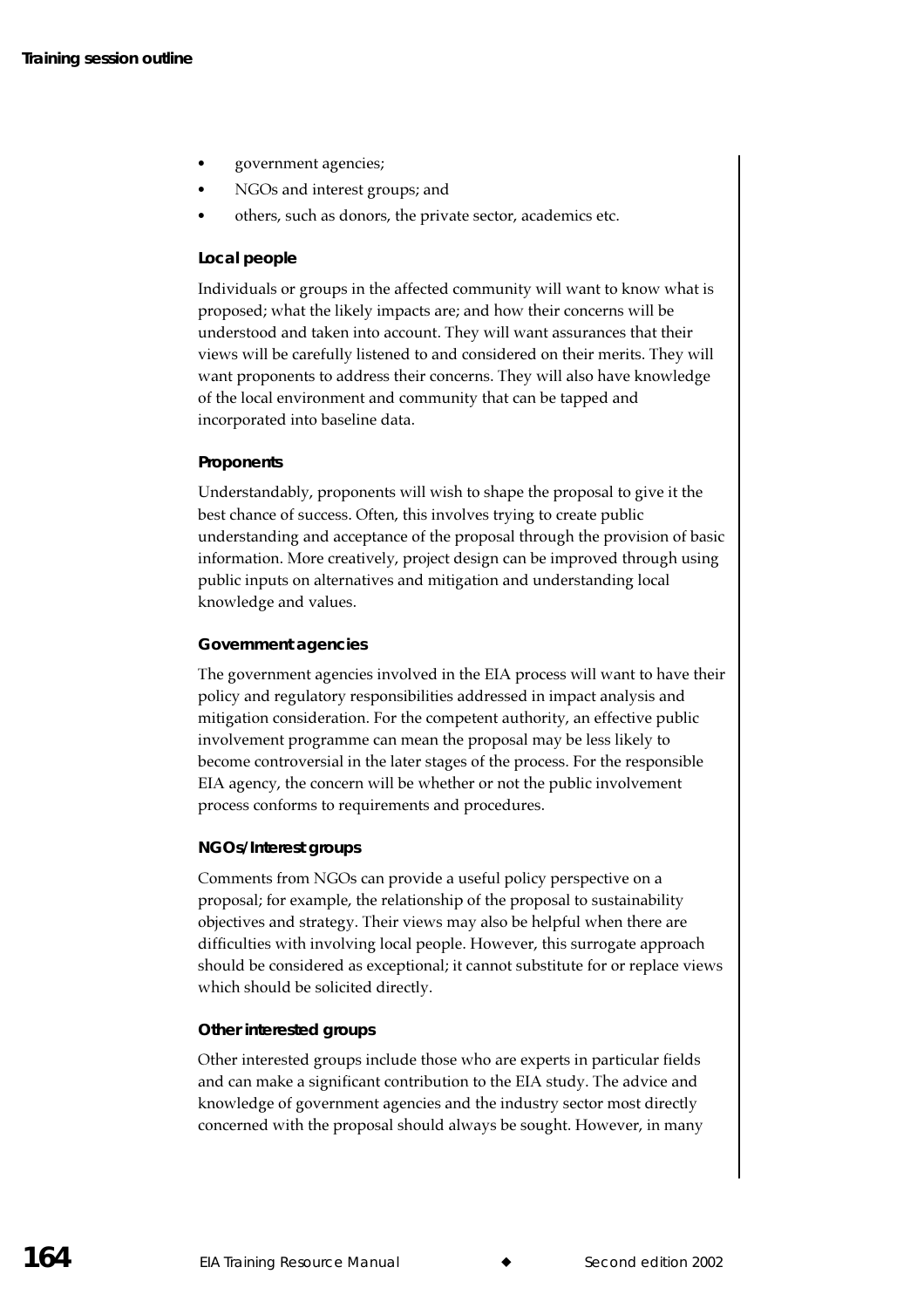- government agencies;
- NGOs and interest groups; and
- others, such as donors, the private sector, academics etc.

**Local people**

Individuals or groups in the affected community will want to know what is proposed; what the likely impacts are; and how their concerns will be understood and taken into account. They will want assurances that their views will be carefully listened to and considered on their merits. They will want proponents to address their concerns. They will also have knowledge of the local environment and community that can be tapped and incorporated into baseline data.

**Proponents**

Understandably, proponents will wish to shape the proposal to give it the best chance of success. Often, this involves trying to create public understanding and acceptance of the proposal through the provision of basic information. More creatively, project design can be improved through using public inputs on alternatives and mitigation and understanding local knowledge and values.

**Government agencies**

The government agencies involved in the EIA process will want to have their policy and regulatory responsibilities addressed in impact analysis and mitigation consideration. For the competent authority, an effective public involvement programme can mean the proposal may be less likely to become controversial in the later stages of the process. For the responsible EIA agency, the concern will be whether or not the public involvement process conforms to requirements and procedures.

**NGOs/Interest groups**

Comments from NGOs can provide a useful policy perspective on a proposal; for example, the relationship of the proposal to sustainability objectives and strategy. Their views may also be helpful when there are difficulties with involving local people. However, this surrogate approach should be considered as exceptional; it cannot substitute for or replace views which should be solicited directly.

**Other interested groups**

Other interested groups include those who are experts in particular fields and can make a significant contribution to the EIA study. The advice and knowledge of government agencies and the industry sector most directly concerned with the proposal should always be sought. However, in many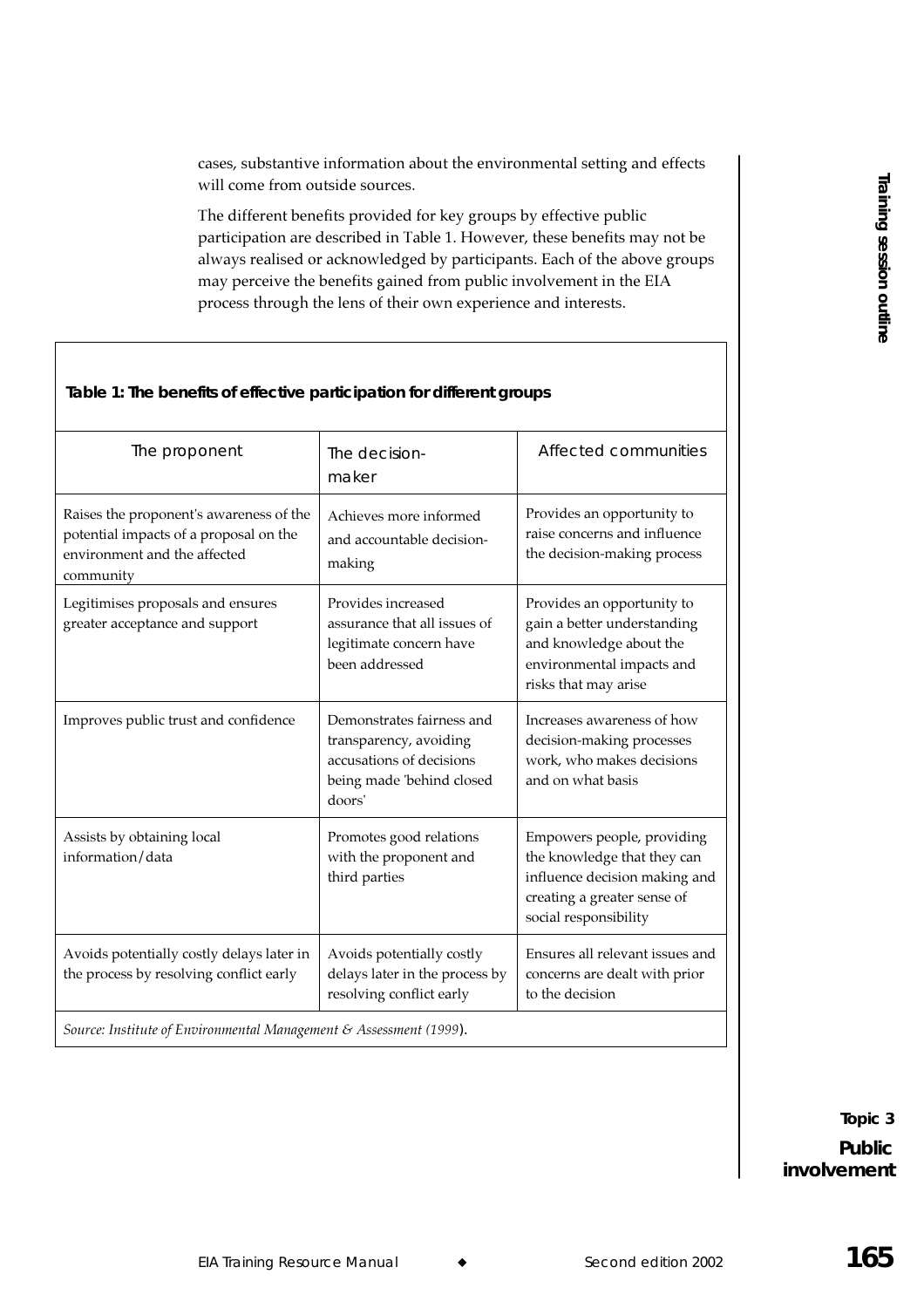cases, substantive information about the environmental setting and effects will come from outside sources.

The different benefits provided for key groups by effective public participation are described in Table 1. However, these benefits may not be always realised or acknowledged by participants. Each of the above groups may perceive the benefits gained from public involvement in the EIA process through the lens of their own experience and interests.

**Table 1: The benefits of effective participation for different groups**

| The proponent | The decision-maker | Affected communities |
|---|---|---|
| Raises the proponent's awareness of the potential impacts of a proposal on the environment and the affected community | Achieves more informed and accountable decision-making | Provides an opportunity to raise concerns and influence the decision-making process |
| Legitimises proposals and ensures greater acceptance and support | Provides increased assurance that all issues of legitimate concern have been addressed | Provides an opportunity to gain a better understanding and knowledge about the environmental impacts and risks that may arise |
| Improves public trust and confidence | Demonstrates fairness and transparency, avoiding accusations of decisions being made 'behind closed doors' | Increases awareness of how decision-making processes work, who makes decisions and on what basis |
| Assists by obtaining local information/data | Promotes good relations with the proponent and third parties | Empowers people, providing the knowledge that they can influence decision making and creating a greater sense of social responsibility |
| Avoids potentially costly delays later in the process by resolving conflict early | Avoids potentially costly delays later in the process by resolving conflict early | Ensures all relevant issues and concerns are dealt with prior to the decision |

*Source: Institute of Environmental Management & Assessment (1999)*.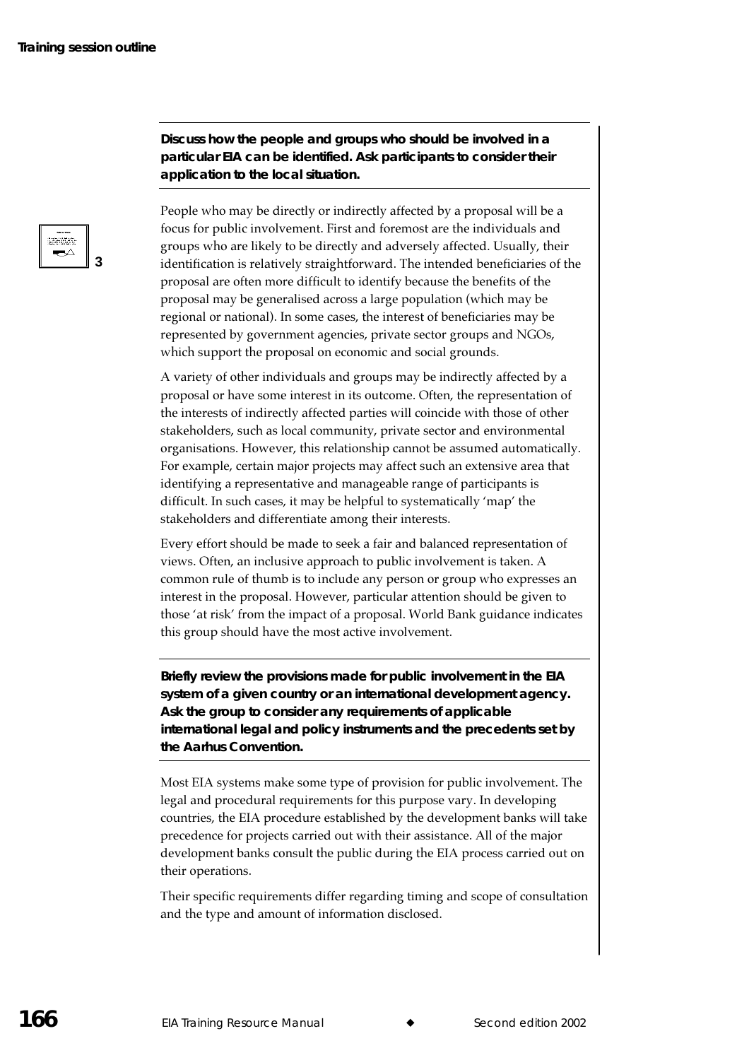**Discuss how the people and groups who should be involved in a particular EIA can be identified. Ask participants to consider their application to the local situation.**

People who may be directly or indirectly affected by a proposal will be a focus for public involvement. First and foremost are the individuals and groups who are likely to be directly and adversely affected. Usually, their identification is relatively straightforward. The intended beneficiaries of the proposal are often more difficult to identify because the benefits of the proposal may be generalised across a large population (which may be regional or national). In some cases, the interest of beneficiaries may be represented by government agencies, private sector groups and NGOs, which support the proposal on economic and social grounds.

A variety of other individuals and groups may be indirectly affected by a proposal or have some interest in its outcome. Often, the representation of the interests of indirectly affected parties will coincide with those of other stakeholders, such as local community, private sector and environmental organisations. However, this relationship cannot be assumed automatically. For example, certain major projects may affect such an extensive area that identifying a representative and manageable range of participants is difficult. In such cases, it may be helpful to systematically 'map' the stakeholders and differentiate among their interests.

Every effort should be made to seek a fair and balanced representation of views. Often, an inclusive approach to public involvement is taken. A common rule of thumb is to include any person or group who expresses an interest in the proposal. However, particular attention should be given to those 'at risk' from the impact of a proposal. World Bank guidance indicates this group should have the most active involvement.

**Briefly review the provisions made for public involvement in the EIA system of a given country or an international development agency. Ask the group to consider any requirements of applicable international legal and policy instruments and the precedents set by the Aarhus Convention.**

Most EIA systems make some type of provision for public involvement. The legal and procedural requirements for this purpose vary. In developing countries, the EIA procedure established by the development banks will take precedence for projects carried out with their assistance. All of the major development banks consult the public during the EIA process carried out on their operations.

Their specific requirements differ regarding timing and scope of consultation and the type and amount of information disclosed.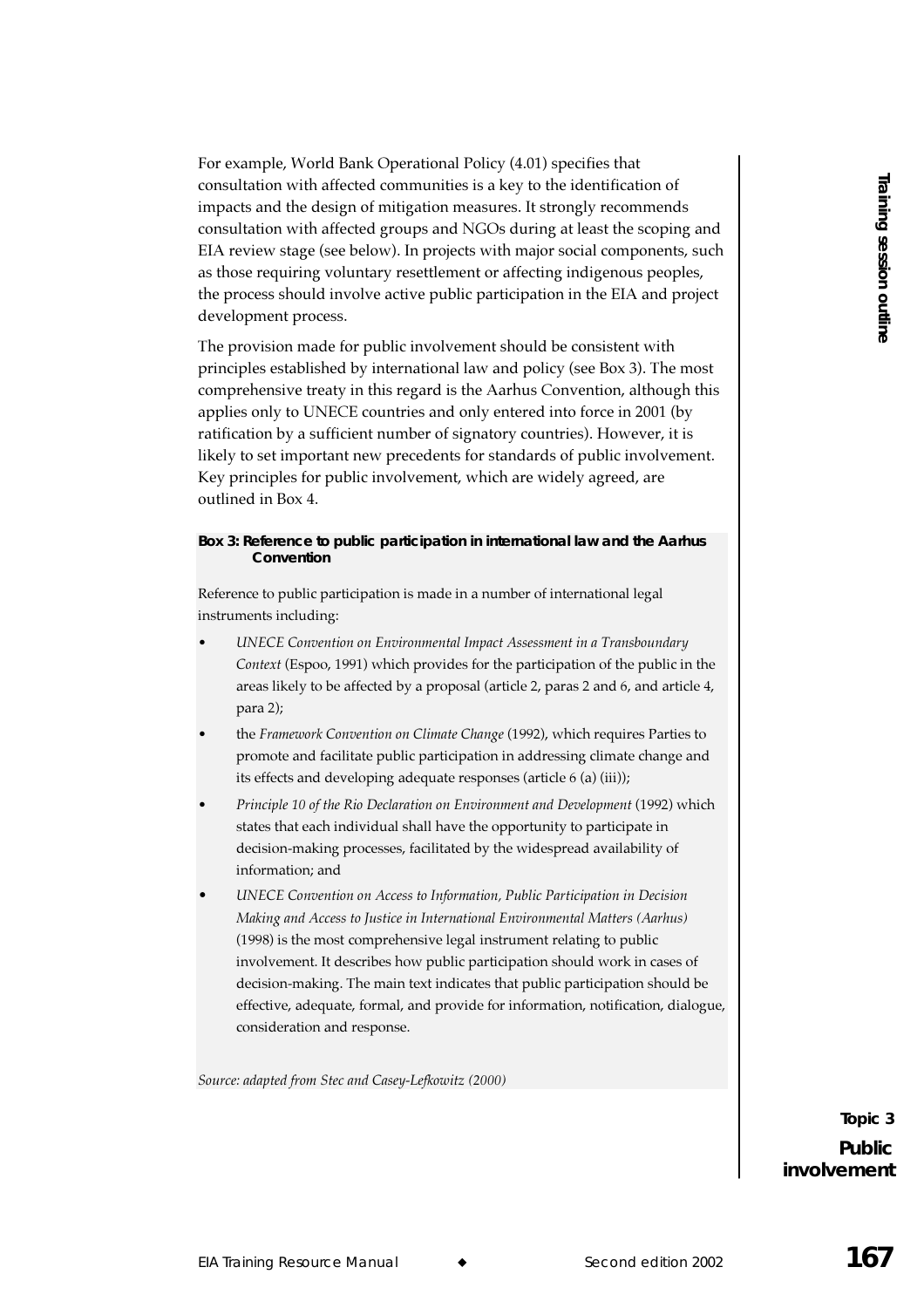For example, World Bank Operational Policy (4.01) specifies that consultation with affected communities is a key to the identification of impacts and the design of mitigation measures. It strongly recommends consultation with affected groups and NGOs during at least the scoping and EIA review stage (see below). In projects with major social components, such as those requiring voluntary resettlement or affecting indigenous peoples, the process should involve active public participation in the EIA and project development process.

The provision made for public involvement should be consistent with principles established by international law and policy (see Box 3). The most comprehensive treaty in this regard is the Aarhus Convention, although this applies only to UNECE countries and only entered into force in 2001 (by ratification by a sufficient number of signatory countries). However, it is likely to set important new precedents for standards of public involvement. Key principles for public involvement, which are widely agreed, are outlined in Box 4.

**Box 3: Reference to public participation in international law and the Aarhus Convention**

Reference to public participation is made in a number of international legal instruments including:

- *UNECE Convention on Environmental Impact Assessment in a Transboundary Context* (Espoo, 1991) which provides for the participation of the public in the areas likely to be affected by a proposal (article 2, paras 2 and 6, and article 4, para 2);
- the *Framework Convention on Climate Change* (1992), which requires Parties to promote and facilitate public participation in addressing climate change and its effects and developing adequate responses (article 6 (a) (iii));
- *Principle 10 of the Rio Declaration on Environment and Development* (1992) which states that each individual shall have the opportunity to participate in decision-making processes, facilitated by the widespread availability of information; and
- *UNECE Convention on Access to Information, Public Participation in Decision Making and Access to Justice in International Environmental Matters (Aarhus)* (1998) is the most comprehensive legal instrument relating to public involvement. It describes how public participation should work in cases of decision-making. The main text indicates that public participation should be effective, adequate, formal, and provide for information, notification, dialogue, consideration and response.

*Source: adapted from Stec and Casey-Lefkowitz (2000)*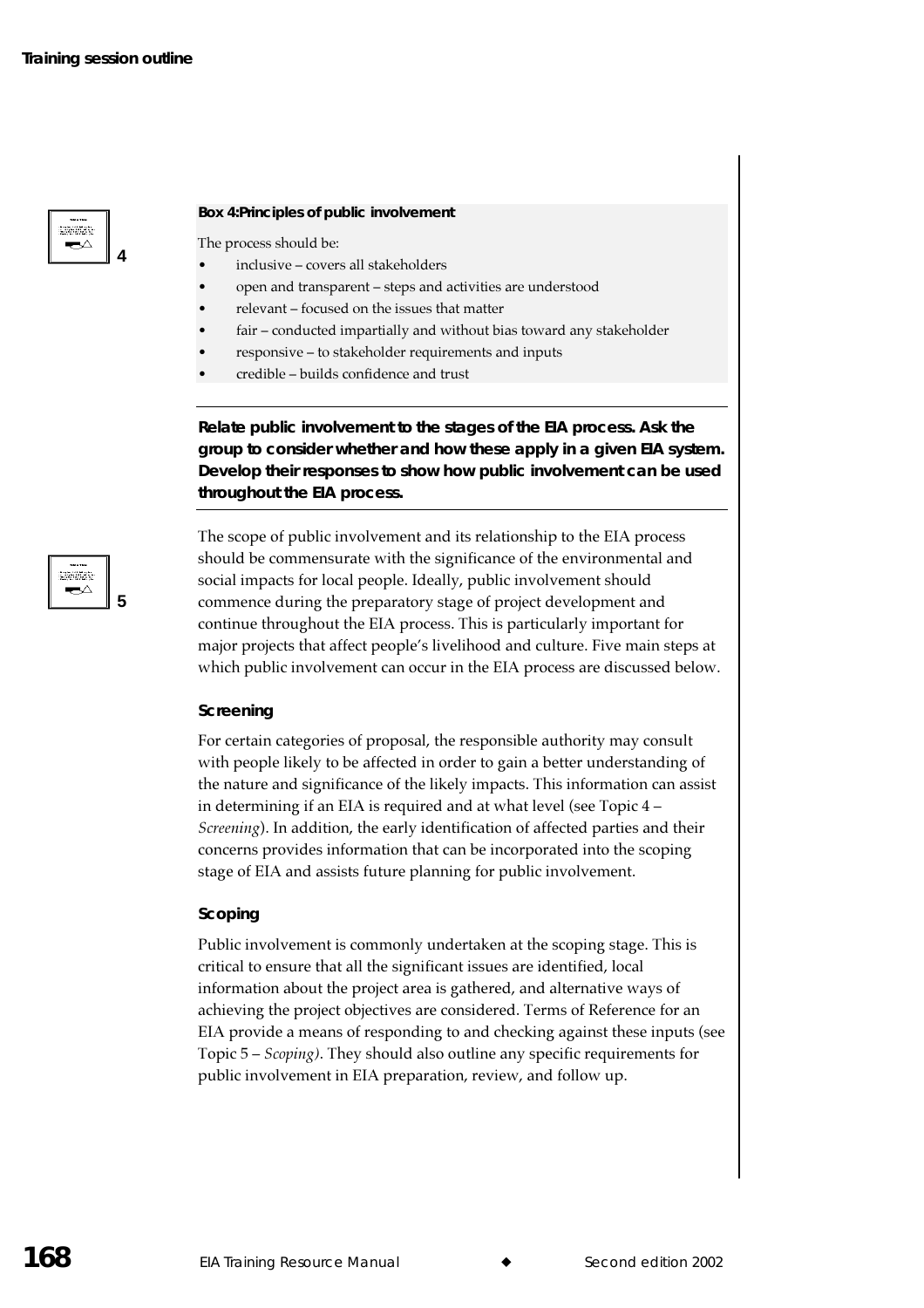**Box 4: Principles of public involvement**

The process should be:

- inclusive – covers all stakeholders
- open and transparent – steps and activities are understood
- relevant – focused on the issues that matter
- fair – conducted impartially and without bias toward any stakeholder
- responsive – to stakeholder requirements and inputs
- credible – builds confidence and trust

---

**Relate public involvement to the stages of the EIA process. Ask the group to consider whether and how these apply in a given EIA system. Develop their responses to show how public involvement can be used throughout the EIA process.**

---

The scope of public involvement and its relationship to the EIA process should be commensurate with the significance of the environmental and social impacts for local people. Ideally, public involvement should commence during the preparatory stage of project development and continue throughout the EIA process. This is particularly important for major projects that affect people's livelihood and culture. Five main steps at which public involvement can occur in the EIA process are discussed below.

#### Screening

For certain categories of proposal, the responsible authority may consult with people likely to be affected in order to gain a better understanding of the nature and significance of the likely impacts. This information can assist in determining if an EIA is required and at what level (see Topic 4 – *Screening*). In addition, the early identification of affected parties and their concerns provides information that can be incorporated into the scoping stage of EIA and assists future planning for public involvement.

#### Scoping

Public involvement is commonly undertaken at the scoping stage. This is critical to ensure that all the significant issues are identified, local information about the project area is gathered, and alternative ways of achieving the project objectives are considered. Terms of Reference for an EIA provide a means of responding to and checking against these inputs (see Topic 5 – *Scoping)*. They should also outline any specific requirements for public involvement in EIA preparation, review, and follow up.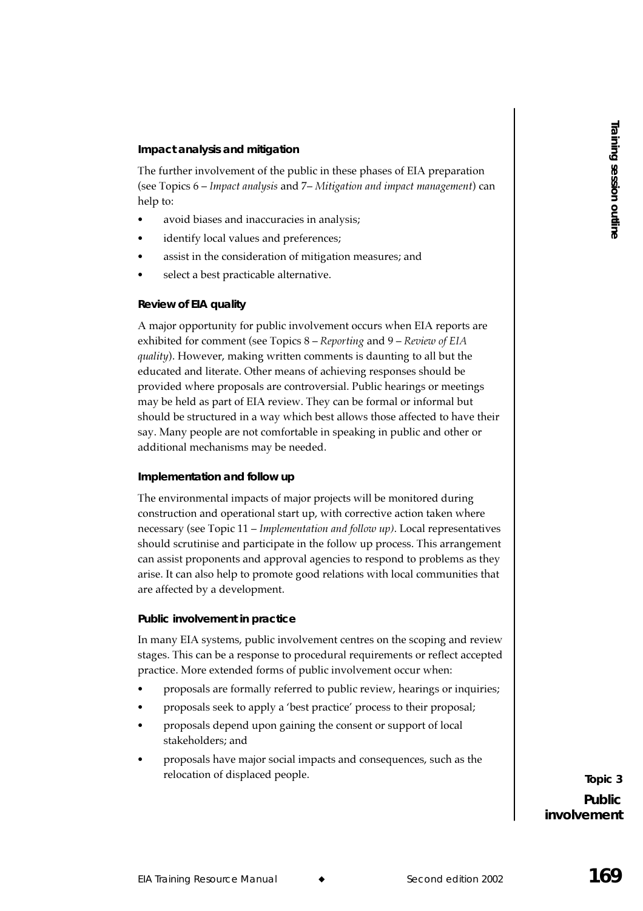### Impact analysis and mitigation

The further involvement of the public in these phases of EIA preparation (see Topics 6 – *Impact analysis* and 7– *Mitigation and impact management*) can help to:

- avoid biases and inaccuracies in analysis;
- identify local values and preferences;
- assist in the consideration of mitigation measures; and
- select a best practicable alternative.

### Review of EIA quality

A major opportunity for public involvement occurs when EIA reports are exhibited for comment (see Topics 8 – *Reporting* and 9 – *Review of EIA quality*). However, making written comments is daunting to all but the educated and literate. Other means of achieving responses should be provided where proposals are controversial. Public hearings or meetings may be held as part of EIA review. They can be formal or informal but should be structured in a way which best allows those affected to have their say. Many people are not comfortable in speaking in public and other or additional mechanisms may be needed.

### Implementation and follow up

The environmental impacts of major projects will be monitored during construction and operational start up, with corrective action taken where necessary (see Topic 11 – *Implementation and follow up)*. Local representatives should scrutinise and participate in the follow up process. This arrangement can assist proponents and approval agencies to respond to problems as they arise. It can also help to promote good relations with local communities that are affected by a development.

### Public involvement in practice

In many EIA systems, public involvement centres on the scoping and review stages. This can be a response to procedural requirements or reflect accepted practice. More extended forms of public involvement occur when:

- proposals are formally referred to public review, hearings or inquiries;
- proposals seek to apply a 'best practice' process to their proposal;
- proposals depend upon gaining the consent or support of local stakeholders; and
- proposals have major social impacts and consequences, such as the relocation of displaced people.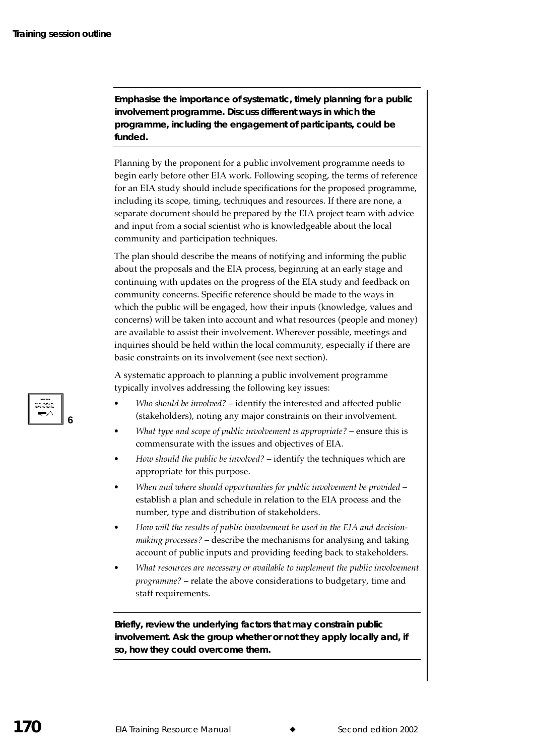**Emphasise the importance of systematic, timely planning for a public involvement programme. Discuss different ways in which the programme, including the engagement of participants, could be funded.**

Planning by the proponent for a public involvement programme needs to begin early before other EIA work. Following scoping, the terms of reference for an EIA study should include specifications for the proposed programme, including its scope, timing, techniques and resources. If there are none, a separate document should be prepared by the EIA project team with advice and input from a social scientist who is knowledgeable about the local community and participation techniques.

The plan should describe the means of notifying and informing the public about the proposals and the EIA process, beginning at an early stage and continuing with updates on the progress of the EIA study and feedback on community concerns. Specific reference should be made to the ways in which the public will be engaged, how their inputs (knowledge, values and concerns) will be taken into account and what resources (people and money) are available to assist their involvement. Wherever possible, meetings and inquiries should be held within the local community, especially if there are basic constraints on its involvement (see next section).

A systematic approach to planning a public involvement programme typically involves addressing the following key issues:

- *Who should be involved?* – identify the interested and affected public (stakeholders), noting any major constraints on their involvement.
- *What type and scope of public involvement is appropriate?* – ensure this is commensurate with the issues and objectives of EIA.
- *How should the public be involved?* – identify the techniques which are appropriate for this purpose.
- *When and where should opportunities for public involvement be provided* – establish a plan and schedule in relation to the EIA process and the number, type and distribution of stakeholders.
- *How will the results of public involvement be used in the EIA and decision-making processes?* – describe the mechanisms for analysing and taking account of public inputs and providing feeding back to stakeholders.
- *What resources are necessary or available to implement the public involvement programme?* – relate the above considerations to budgetary, time and staff requirements.

**Briefly, review the underlying factors that may constrain public involvement. Ask the group whether or not they apply locally and, if so, how they could overcome them.**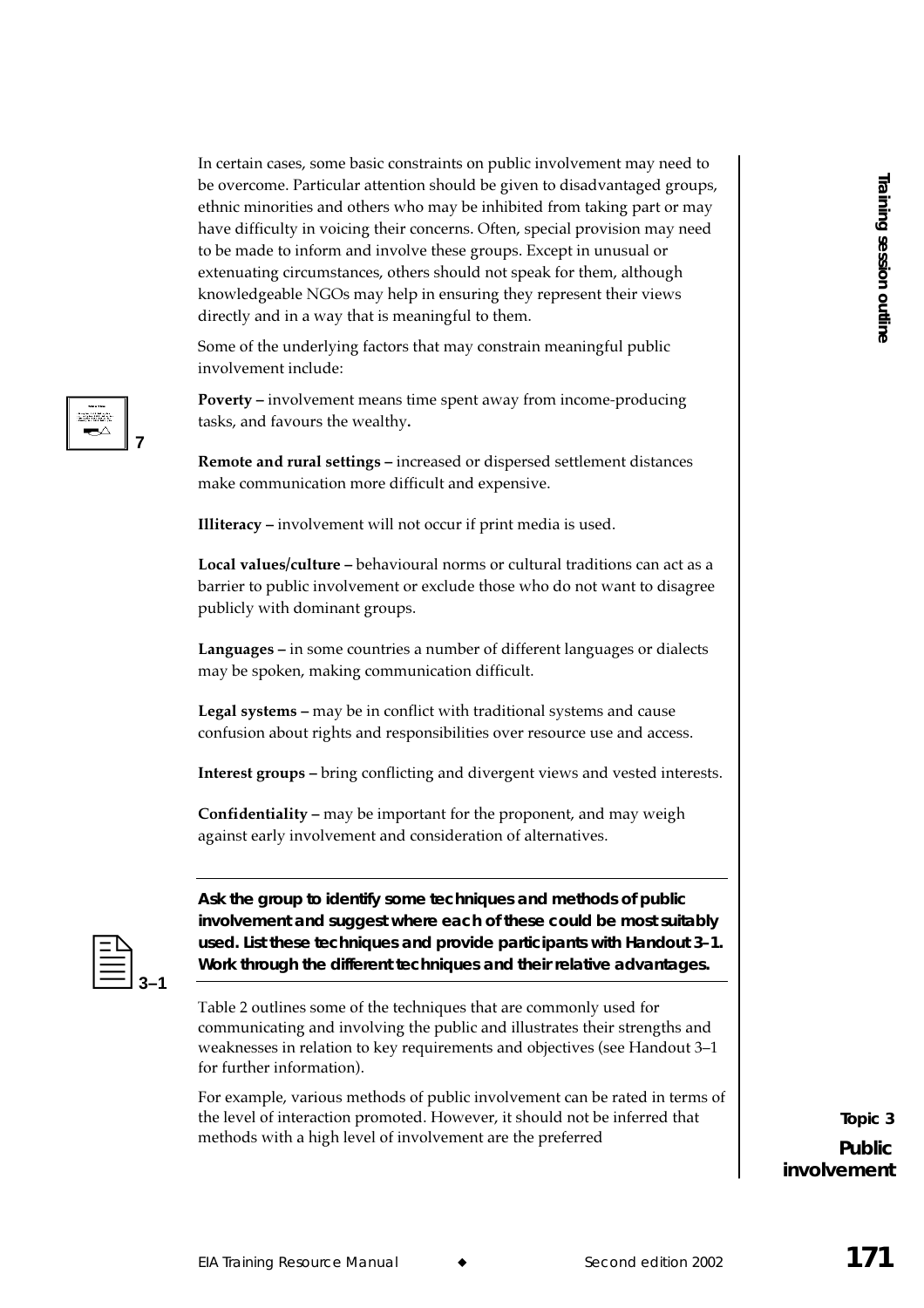In certain cases, some basic constraints on public involvement may need to be overcome. Particular attention should be given to disadvantaged groups, ethnic minorities and others who may be inhibited from taking part or may have difficulty in voicing their concerns. Often, special provision may need to be made to inform and involve these groups. Except in unusual or extenuating circumstances, others should not speak for them, although knowledgeable NGOs may help in ensuring they represent their views directly and in a way that is meaningful to them.

Some of the underlying factors that may constrain meaningful public involvement include:

7

**Poverty** – involvement means time spent away from income-producing tasks, and favours the wealthy.

**Remote and rural settings** – increased or dispersed settlement distances make communication more difficult and expensive.

**Illiteracy** – involvement will not occur if print media is used.

**Local values/culture** – behavioural norms or cultural traditions can act as a barrier to public involvement or exclude those who do not want to disagree publicly with dominant groups.

**Languages** – in some countries a number of different languages or dialects may be spoken, making communication difficult.

**Legal systems** – may be in conflict with traditional systems and cause confusion about rights and responsibilities over resource use and access.

**Interest groups** – bring conflicting and divergent views and vested interests.

**Confidentiality** – may be important for the proponent, and may weigh against early involvement and consideration of alternatives.

---

3–1

**Ask the group to identify some techniques and methods of public involvement and suggest where each of these could be most suitably used. List these techniques and provide participants with Handout 3–1. Work through the different techniques and their relative advantages.**

---

Table 2 outlines some of the techniques that are commonly used for communicating and involving the public and illustrates their strengths and weaknesses in relation to key requirements and objectives (see Handout 3–1 for further information).

For example, various methods of public involvement can be rated in terms of the level of interaction promoted. However, it should not be inferred that methods with a high level of involvement are the preferred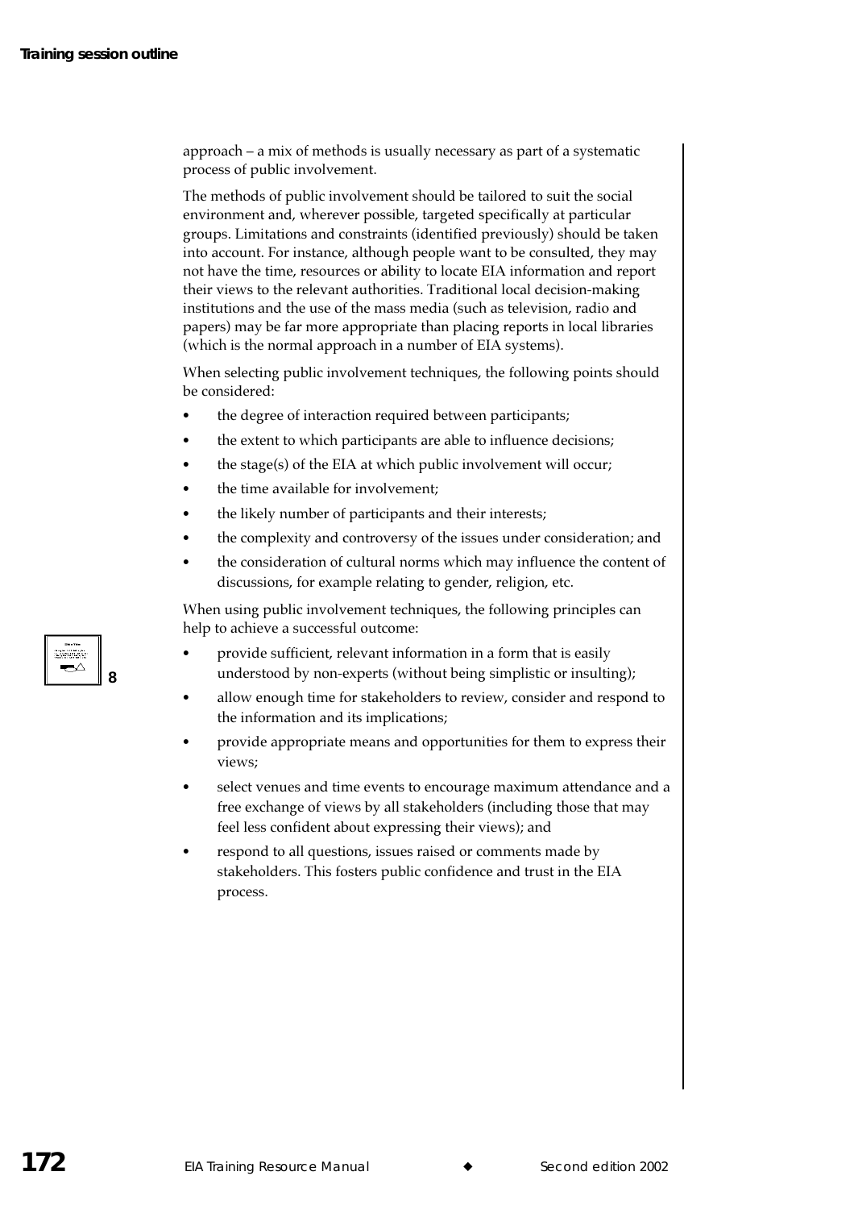approach – a mix of methods is usually necessary as part of a systematic process of public involvement.

The methods of public involvement should be tailored to suit the social environment and, wherever possible, targeted specifically at particular groups. Limitations and constraints (identified previously) should be taken into account. For instance, although people want to be consulted, they may not have the time, resources or ability to locate EIA information and report their views to the relevant authorities. Traditional local decision-making institutions and the use of the mass media (such as television, radio and papers) may be far more appropriate than placing reports in local libraries (which is the normal approach in a number of EIA systems).

When selecting public involvement techniques, the following points should be considered:

- the degree of interaction required between participants;
- the extent to which participants are able to influence decisions;
- the stage(s) of the EIA at which public involvement will occur;
- the time available for involvement;
- the likely number of participants and their interests;
- the complexity and controversy of the issues under consideration; and
- the consideration of cultural norms which may influence the content of discussions, for example relating to gender, religion, etc.

When using public involvement techniques, the following principles can help to achieve a successful outcome:

8

- provide sufficient, relevant information in a form that is easily understood by non-experts (without being simplistic or insulting);
- allow enough time for stakeholders to review, consider and respond to the information and its implications;
- provide appropriate means and opportunities for them to express their views;
- select venues and time events to encourage maximum attendance and a free exchange of views by all stakeholders (including those that may feel less confident about expressing their views); and
- respond to all questions, issues raised or comments made by stakeholders. This fosters public confidence and trust in the EIA process.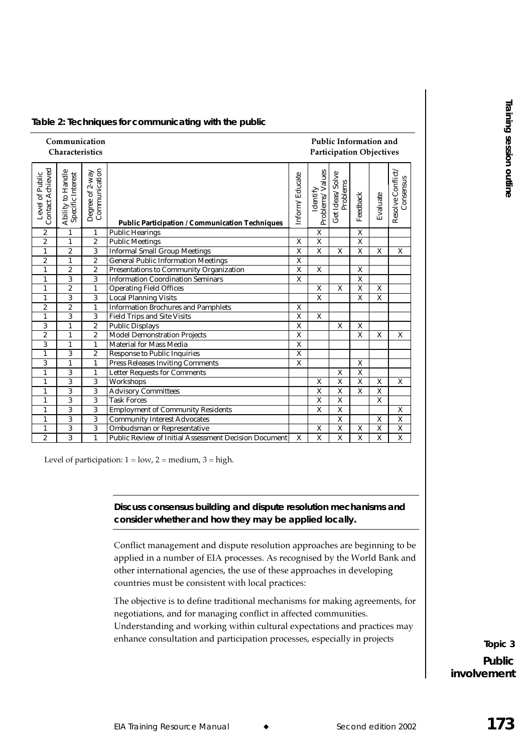**Table 2: Techniques for communicating with the public**

| Communication Characteristics | | | | Public Information and Participation Objectives | | | | | |
|---|---|---|---|---|---|---|---|---|---|
| Level of Public Contact Achieved | Ability to Handle Specific Interest | Degree of 2-way Communication | Public Participation / Communication Techniques | Inform/ Educate | Identify Problems/ Values | Get Ideas/ Solve Problems | Feedback | Evaluate | Resolve Conflict/ Consensus |
| 2 | 1 | 1 | Public Hearings | | X | | X | | |
| 2 | 1 | 2 | Public Meetings | X | X | | X | | |
| 1 | 2 | 3 | Informal Small Group Meetings | X | X | X | X | X | X |
| 2 | 1 | 2 | General Public Information Meetings | X | | | | | |
| 1 | 2 | 2 | Presentations to Community Organization | X | X | | X | | |
| 1 | 3 | 3 | Information Coordination Seminars | X | | | X | | |
| 1 | 2 | 1 | Operating Field Offices | | X | X | X | X | |
| 1 | 3 | 3 | Local Planning Visits | | X | | X | X | |
| 2 | 2 | 1 | Information Brochures and Pamphlets | X | | | | | |
| 1 | 3 | 3 | Field Trips and Site Visits | X | X | | | | |
| 3 | 1 | 2 | Public Displays | X | | X | X | | |
| 2 | 1 | 2 | Model Demonstration Projects | X | | | X | X | X |
| 3 | 1 | 1 | Material for Mass Media | X | | | | | |
| 1 | 3 | 2 | Response to Public Inquiries | X | | | | | |
| 3 | 1 | 1 | Press Releases Inviting Comments | X | | | X | | |
| 1 | 3 | 1 | Letter Requests for Comments | | | X | X | | |
| 1 | 3 | 3 | Workshops | | X | X | X | X | X |
| 1 | 3 | 3 | Advisory Committees | | X | X | X | X | |
| 1 | 3 | 3 | Task Forces | | X | X | | X | |
| 1 | 3 | 3 | Employment of Community Residents | | X | X | | | X |
| 1 | 3 | 3 | Community Interest Advocates | | | X | | X | X |
| 1 | 3 | 3 | Ombudsman or Representative | | X | X | X | X | X |
| 2 | 3 | 1 | Public Review of Initial Assessment Decision Document | X | X | X | X | X | X |

Level of participation: 1 = low, 2 = medium, 3 = high.

**Discuss consensus building and dispute resolution mechanisms and consider whether and how they may be applied locally.**

Conflict management and dispute resolution approaches are beginning to be applied in a number of EIA processes. As recognised by the World Bank and other international agencies, the use of these approaches in developing countries must be consistent with local practices:

The objective is to define traditional mechanisms for making agreements, for negotiations, and for managing conflict in affected communities. Understanding and working within cultural expectations and practices may enhance consultation and participation processes, especially in projects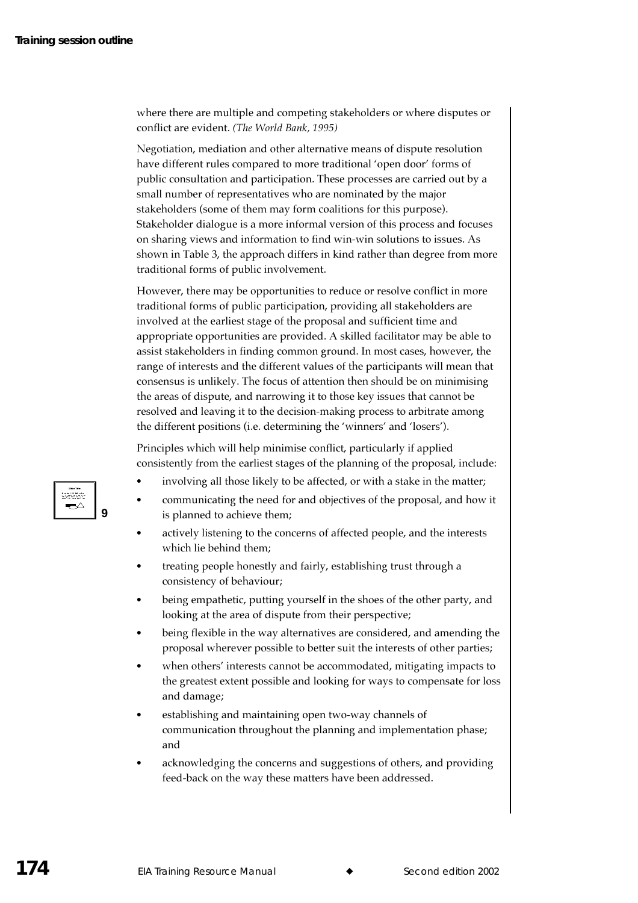where there are multiple and competing stakeholders or where disputes or conflict are evident. *(The World Bank, 1995)*

Negotiation, mediation and other alternative means of dispute resolution have different rules compared to more traditional 'open door' forms of public consultation and participation. These processes are carried out by a small number of representatives who are nominated by the major stakeholders (some of them may form coalitions for this purpose). Stakeholder dialogue is a more informal version of this process and focuses on sharing views and information to find win-win solutions to issues. As shown in Table 3, the approach differs in kind rather than degree from more traditional forms of public involvement.

However, there may be opportunities to reduce or resolve conflict in more traditional forms of public participation, providing all stakeholders are involved at the earliest stage of the proposal and sufficient time and appropriate opportunities are provided. A skilled facilitator may be able to assist stakeholders in finding common ground. In most cases, however, the range of interests and the different values of the participants will mean that consensus is unlikely. The focus of attention then should be on minimising the areas of dispute, and narrowing it to those key issues that cannot be resolved and leaving it to the decision-making process to arbitrate among the different positions (i.e. determining the 'winners' and 'losers').

Principles which will help minimise conflict, particularly if applied consistently from the earliest stages of the planning of the proposal, include:

- involving all those likely to be affected, or with a stake in the matter;
- communicating the need for and objectives of the proposal, and how it is planned to achieve them;
- actively listening to the concerns of affected people, and the interests which lie behind them;
- treating people honestly and fairly, establishing trust through a consistency of behaviour;
- being empathetic, putting yourself in the shoes of the other party, and looking at the area of dispute from their perspective;
- being flexible in the way alternatives are considered, and amending the proposal wherever possible to better suit the interests of other parties;
- when others' interests cannot be accommodated, mitigating impacts to the greatest extent possible and looking for ways to compensate for loss and damage;
- establishing and maintaining open two-way channels of communication throughout the planning and implementation phase; and
- acknowledging the concerns and suggestions of others, and providing feed-back on the way these matters have been addressed.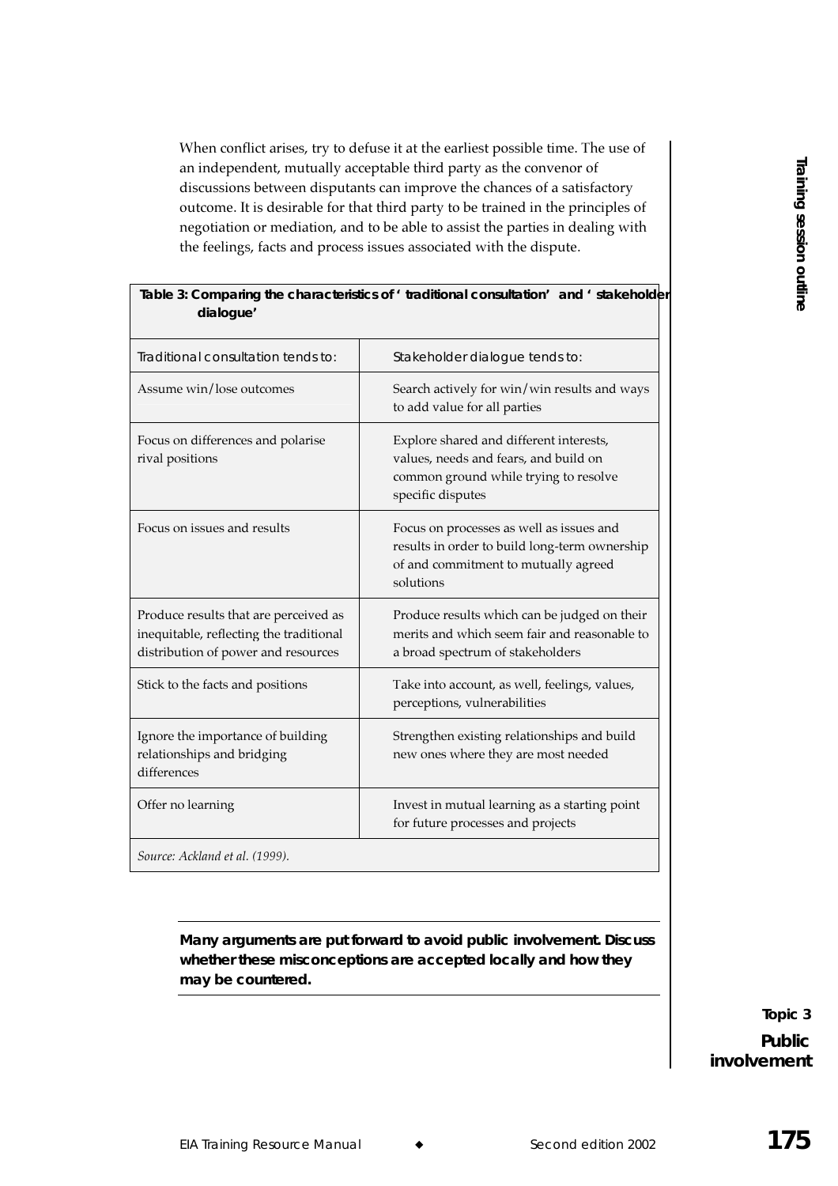When conflict arises, try to defuse it at the earliest possible time. The use of an independent, mutually acceptable third party as the convenor of discussions between disputants can improve the chances of a satisfactory outcome. It is desirable for that third party to be trained in the principles of negotiation or mediation, and to be able to assist the parties in dealing with the feelings, facts and process issues associated with the dispute.

**Table 3: Comparing the characteristics of 'traditional consultation' and 'stakeholder dialogue'**

| Traditional consultation tends to: | Stakeholder dialogue tends to: |
|---|---|
| Assume win/lose outcomes | Search actively for win/win results and ways to add value for all parties |
| Focus on differences and polarise rival positions | Explore shared and different interests, values, needs and fears, and build on common ground while trying to resolve specific disputes |
| Focus on issues and results | Focus on processes as well as issues and results in order to build long-term ownership of and commitment to mutually agreed solutions |
| Produce results that are perceived as inequitable, reflecting the traditional distribution of power and resources | Produce results which can be judged on their merits and which seem fair and reasonable to a broad spectrum of stakeholders |
| Stick to the facts and positions | Take into account, as well, feelings, values, perceptions, vulnerabilities |
| Ignore the importance of building relationships and bridging differences | Strengthen existing relationships and build new ones where they are most needed |
| Offer no learning | Invest in mutual learning as a starting point for future processes and projects |

*Source: Ackland et al. (1999).*

---

**Many arguments are put forward to avoid public involvement. Discuss whether these misconceptions are accepted locally and how they may be countered.**

---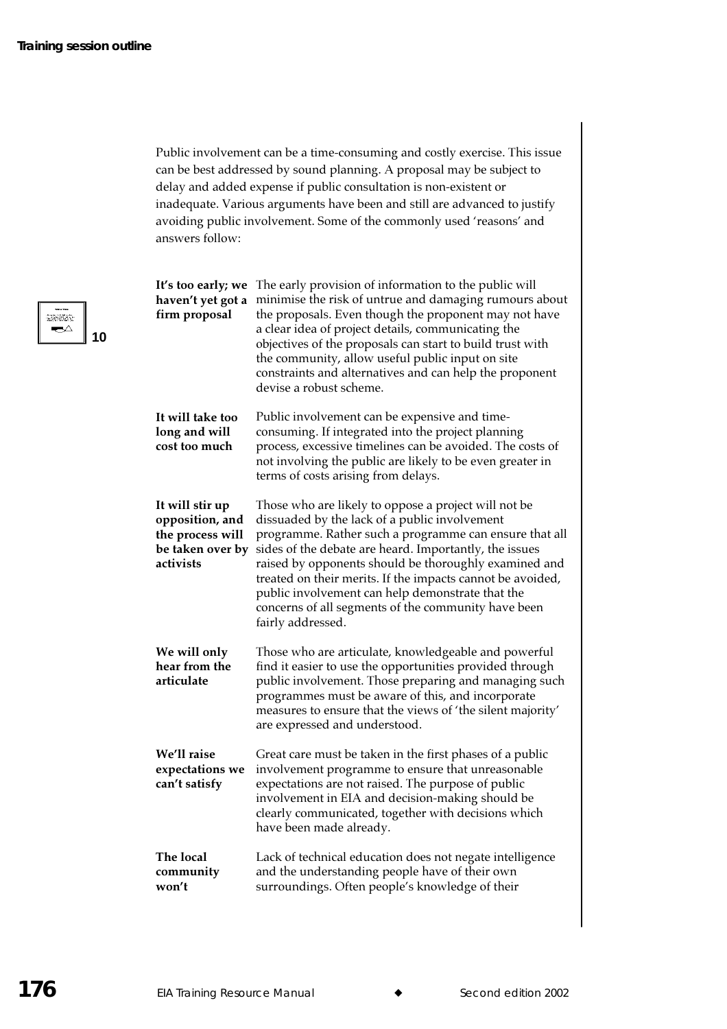Public involvement can be a time-consuming and costly exercise. This issue can be best addressed by sound planning. A proposal may be subject to delay and added expense if public consultation is non-existent or inadequate. Various arguments have been and still are advanced to justify avoiding public involvement. Some of the commonly used 'reasons' and answers follow:

10

**It's too early; we haven't yet got a firm proposal**

The early provision of information to the public will minimise the risk of untrue and damaging rumours about the proposals. Even though the proponent may not have a clear idea of project details, communicating the objectives of the proposals can start to build trust with the community, allow useful public input on site constraints and alternatives and can help the proponent devise a robust scheme.

**It will take too long and will cost too much**

Public involvement can be expensive and time-consuming. If integrated into the project planning process, excessive timelines can be avoided. The costs of not involving the public are likely to be even greater in terms of costs arising from delays.

**It will stir up opposition, and the process will be taken over by activists**

Those who are likely to oppose a project will not be dissuaded by the lack of a public involvement programme. Rather such a programme can ensure that all sides of the debate are heard. Importantly, the issues raised by opponents should be thoroughly examined and treated on their merits. If the impacts cannot be avoided, public involvement can help demonstrate that the concerns of all segments of the community have been fairly addressed.

**We will only hear from the articulate**

Those who are articulate, knowledgeable and powerful find it easier to use the opportunities provided through public involvement. Those preparing and managing such programmes must be aware of this, and incorporate measures to ensure that the views of 'the silent majority' are expressed and understood.

**We'll raise expectations we can't satisfy**

Great care must be taken in the first phases of a public involvement programme to ensure that unreasonable expectations are not raised. The purpose of public involvement in EIA and decision-making should be clearly communicated, together with decisions which have been made already.

**The local community won't**

Lack of technical education does not negate intelligence and the understanding people have of their own surroundings. Often people's knowledge of their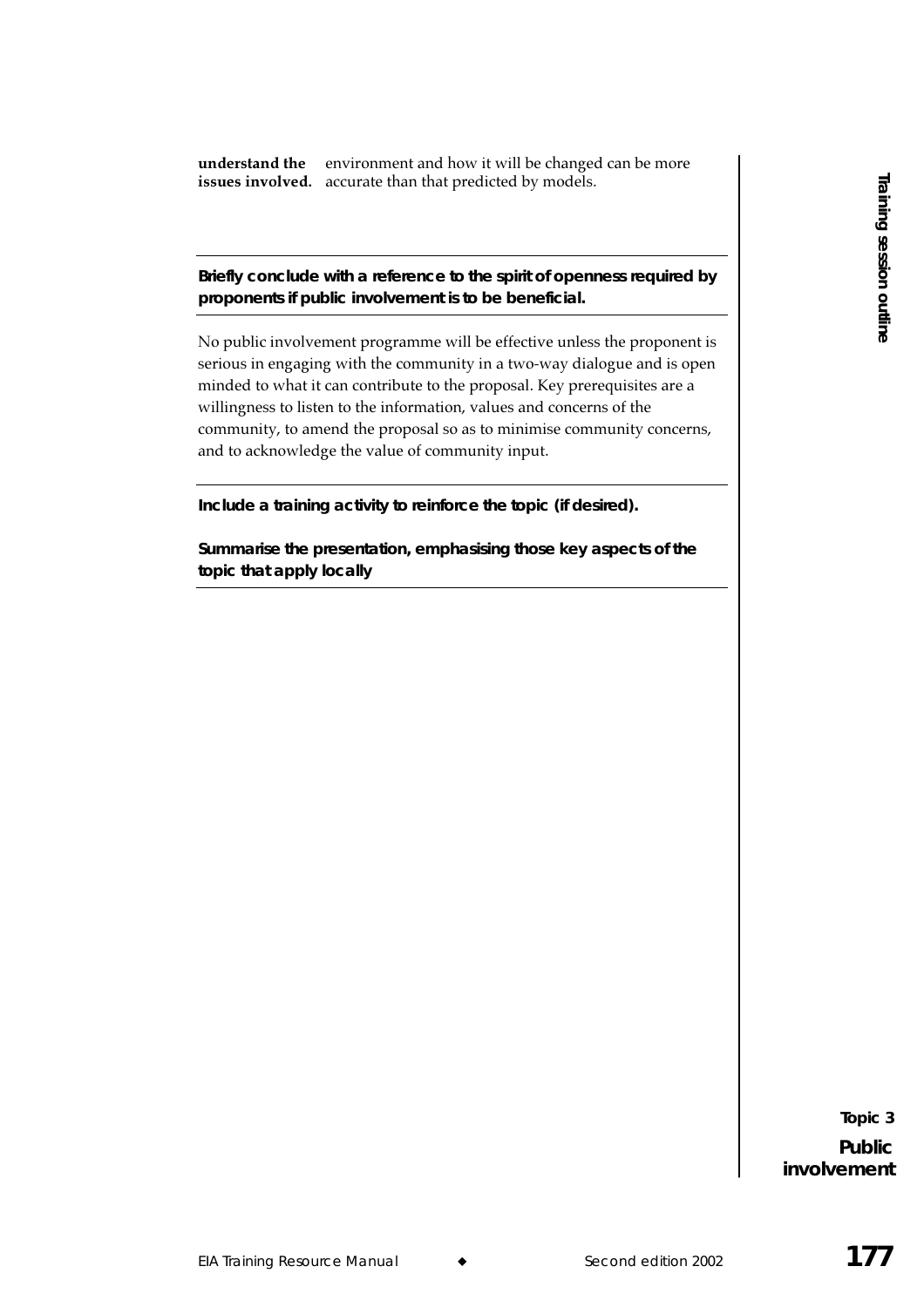**understand the issues involved.** environment and how it will be changed can be more accurate than that predicted by models.

---

**Briefly conclude with a reference to the spirit of openness required by proponents if public involvement is to be beneficial.**

---

No public involvement programme will be effective unless the proponent is serious in engaging with the community in a two-way dialogue and is open minded to what it can contribute to the proposal. Key prerequisites are a willingness to listen to the information, values and concerns of the community, to amend the proposal so as to minimise community concerns, and to acknowledge the value of community input.

---

**Include a training activity to reinforce the topic (if desired).**

**Summarise the presentation, emphasising those key aspects of the topic that apply locally**

---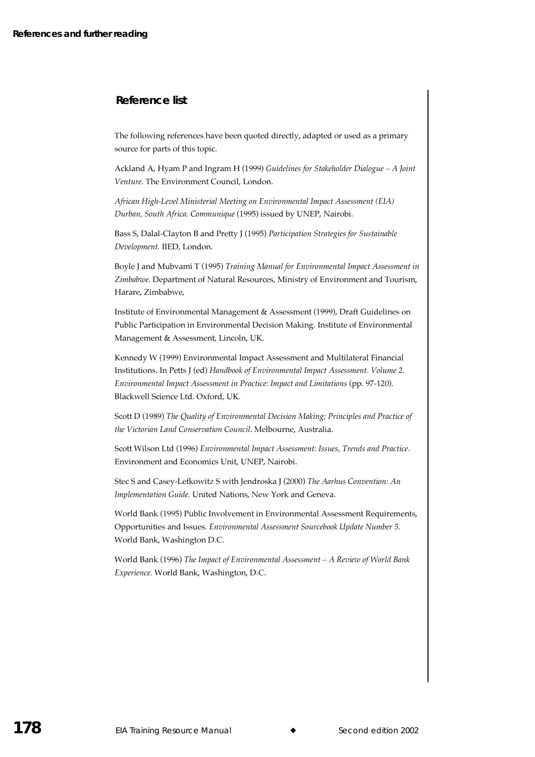## Reference list

The following references have been quoted directly, adapted or used as a primary source for parts of this topic.

Ackland A, Hyam P and Ingram H (1999) *Guidelines for Stakeholder Dialogue – A Joint Venture.* The Environment Council, London.

*African High-Level Ministerial Meeting on Environmental Impact Assessment (EIA) Durban, South Africa. Communique* (1995) issued by UNEP, Nairobi.

Bass S, Dalal-Clayton B and Pretty J (1995) *Participation Strategies for Sustainable Development.* IIED, London.

Boyle J and Mubvami T (1995) *Training Manual for Environmental Impact Assessment in Zimbabwe*. Department of Natural Resources, Ministry of Environment and Tourism, Harare, Zimbabwe,

Institute of Environmental Management & Assessment (1999), Draft Guidelines on Public Participation in Environmental Decision Making. Institute of Environmental Management & Assessment, Lincoln, UK.

Kennedy W (1999) Environmental Impact Assessment and Multilateral Financial Institutions. In Petts J (ed) *Handbook of Environmental Impact Assessment. Volume 2. Environmental Impact Assessment in Practice: Impact and Limitations* (pp. 97-120). Blackwell Science Ltd. Oxford, UK.

Scott D (1989) *The Quality of Environmental Decision Making; Principles and Practice of the Victorian Land Conservation Council*. Melbourne, Australia.

Scott Wilson Ltd (1996) *Environmental Impact Assessment: Issues, Trends and Practice*. Environment and Economics Unit, UNEP, Nairobi.

Stec S and Casey-Lefkowitz S with Jendroska J (2000) *The Aarhus Convention: An Implementation Guide.* United Nations, New York and Geneva.

World Bank (1995) Public Involvement in Environmental Assessment Requirements, Opportunities and Issues. *Environmental Assessment Sourcebook Update Number 5.* World Bank, Washington D.C.

World Bank (1996) *The Impact of Environmental Assessment – A Review of World Bank Experience.* World Bank, Washington, D.C.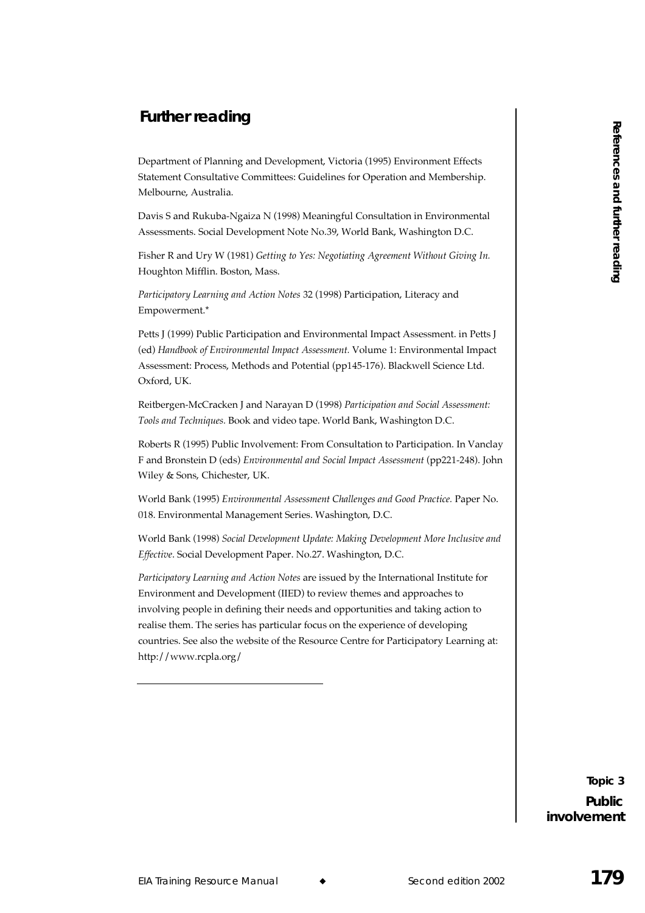## Further reading

Department of Planning and Development, Victoria (1995) Environment Effects Statement Consultative Committees: Guidelines for Operation and Membership. Melbourne, Australia.

Davis S and Rukuba-Ngaiza N (1998) Meaningful Consultation in Environmental Assessments. Social Development Note No.39, World Bank, Washington D.C.

Fisher R and Ury W (1981) *Getting to Yes: Negotiating Agreement Without Giving In.* Houghton Mifflin. Boston, Mass.

*Participatory Learning and Action Notes* 32 (1998) Participation, Literacy and Empowerment.*

Petts J (1999) Public Participation and Environmental Impact Assessment. in Petts J (ed) *Handbook of Environmental Impact Assessment.* Volume 1: Environmental Impact Assessment: Process, Methods and Potential (pp145-176). Blackwell Science Ltd. Oxford, UK.

Reitbergen-McCracken J and Narayan D (1998) *Participation and Social Assessment: Tools and Techniques.* Book and video tape. World Bank, Washington D.C.

Roberts R (1995) Public Involvement: From Consultation to Participation. In Vanclay F and Bronstein D (eds) *Environmental and Social Impact Assessment* (pp221-248). John Wiley & Sons, Chichester, UK.

World Bank (1995) *Environmental Assessment Challenges and Good Practice.* Paper No. 018. Environmental Management Series. Washington, D.C.

World Bank (1998) *Social Development Update: Making Development More Inclusive and Effective*. Social Development Paper. No.27. Washington, D.C.

*Participatory Learning and Action Notes* are issued by the International Institute for Environment and Development (IIED) to review themes and approaches to involving people in defining their needs and opportunities and taking action to realise them. The series has particular focus on the experience of developing countries. See also the website of the Resource Centre for Participatory Learning at: http://www.rcpla.org/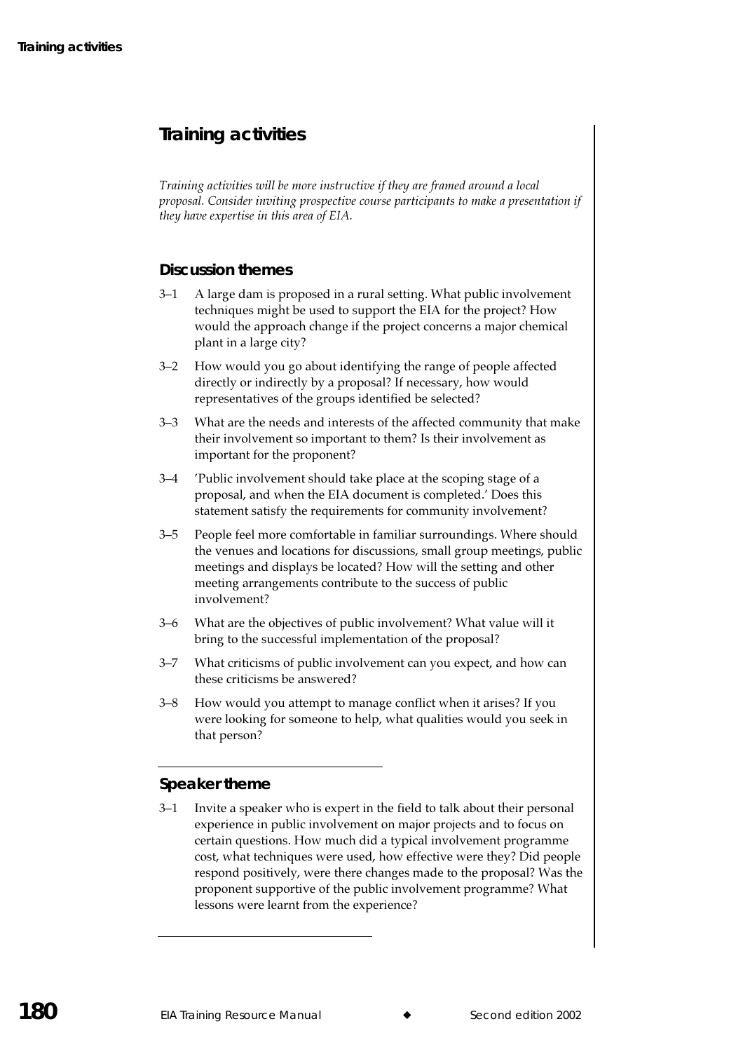## Training activities

*Training activities will be more instructive if they are framed around a local proposal. Consider inviting prospective course participants to make a presentation if they have expertise in this area of EIA.*

### Discussion themes

3–1 A large dam is proposed in a rural setting. What public involvement techniques might be used to support the EIA for the project? How would the approach change if the project concerns a major chemical plant in a large city?

3–2 How would you go about identifying the range of people affected directly or indirectly by a proposal? If necessary, how would representatives of the groups identified be selected?

3–3 What are the needs and interests of the affected community that make their involvement so important to them? Is their involvement as important for the proponent?

3–4 'Public involvement should take place at the scoping stage of a proposal, and when the EIA document is completed.' Does this statement satisfy the requirements for community involvement?

3–5 People feel more comfortable in familiar surroundings. Where should the venues and locations for discussions, small group meetings, public meetings and displays be located? How will the setting and other meeting arrangements contribute to the success of public involvement?

3–6 What are the objectives of public involvement? What value will it bring to the successful implementation of the proposal?

3–7 What criticisms of public involvement can you expect, and how can these criticisms be answered?

3–8 How would you attempt to manage conflict when it arises? If you were looking for someone to help, what qualities would you seek in that person?

### Speaker theme

3–1 Invite a speaker who is expert in the field to talk about their personal experience in public involvement on major projects and to focus on certain questions. How much did a typical involvement programme cost, what techniques were used, how effective were they? Did people respond positively, were there changes made to the proposal? Was the proponent supportive of the public involvement programme? What lessons were learnt from the experience?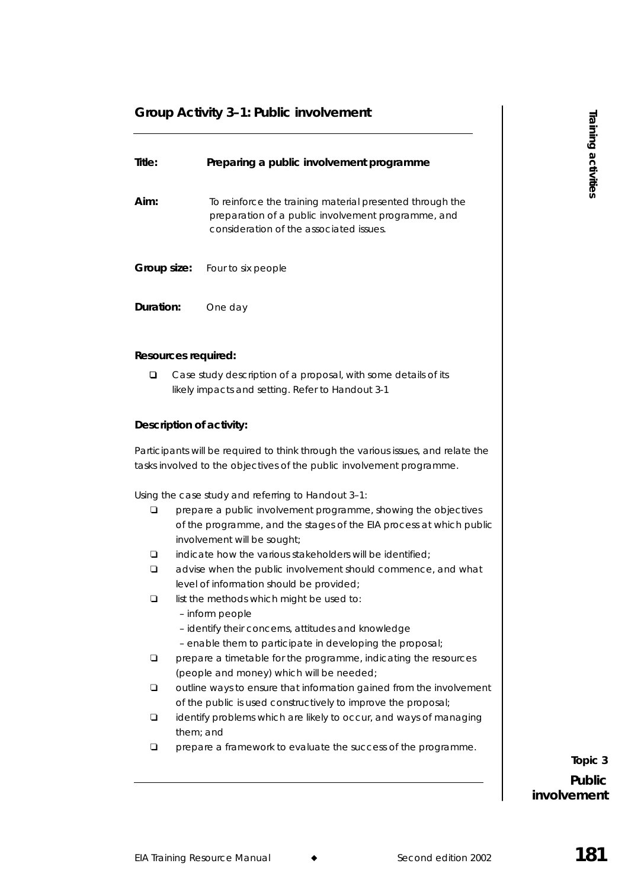## Group Activity 3–1: Public involvement

**Title:** **Preparing a public involvement programme**

**Aim:** To reinforce the training material presented through the preparation of a public involvement programme, and consideration of the associated issues.

**Group size:** Four to six people

**Duration:** One day

### Resources required:

- Case study description of a proposal, with some details of its likely impacts and setting. Refer to Handout 3-1

### Description of activity:

Participants will be required to think through the various issues, and relate the tasks involved to the objectives of the public involvement programme.

Using the case study and referring to Handout 3–1:

- prepare a public involvement programme, showing the objectives of the programme, and the stages of the EIA process at which public involvement will be sought;
- indicate how the various stakeholders will be identified;
- advise when the public involvement should commence, and what level of information should be provided;
- list the methods which might be used to:
  - inform people
  - identify their concerns, attitudes and knowledge
  - enable them to participate in developing the proposal;
- prepare a timetable for the programme, indicating the resources (people and money) which will be needed;
- outline ways to ensure that information gained from the involvement of the public is used constructively to improve the proposal;
- identify problems which are likely to occur, and ways of managing them; and
- prepare a framework to evaluate the success of the programme.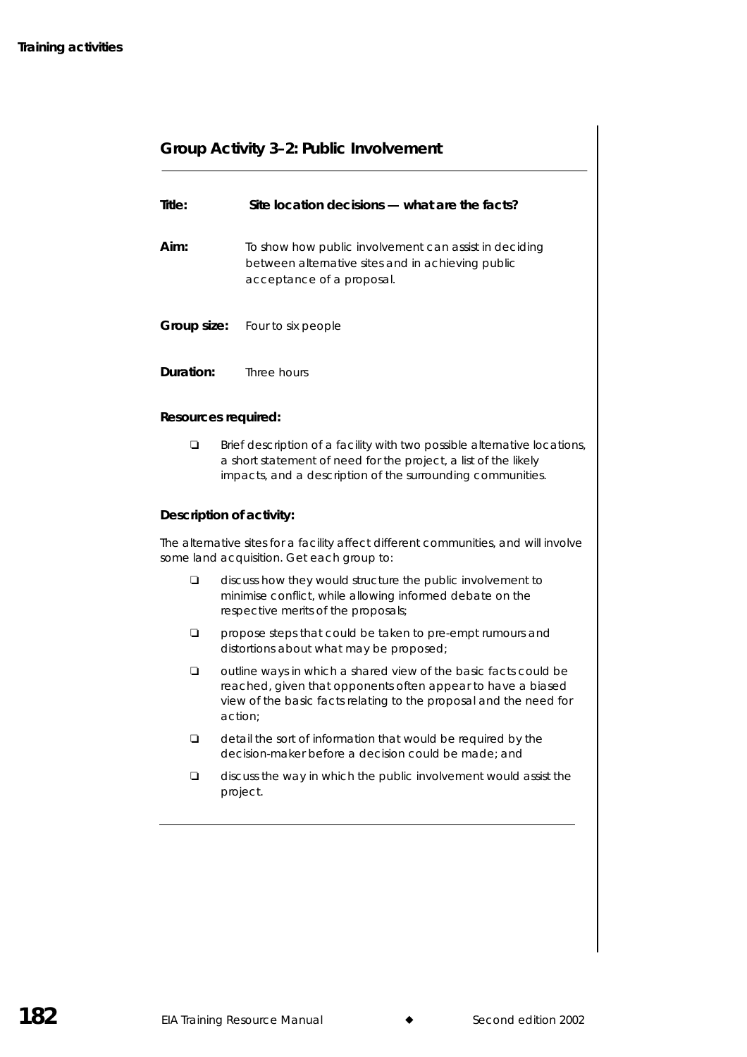## Group Activity 3–2: Public Involvement

**Title:** Site location decisions — what are the facts?

**Aim:** To show how public involvement can assist in deciding between alternative sites and in achieving public acceptance of a proposal.

**Group size:** Four to six people

**Duration:** Three hours

### Resources required:

- Brief description of a facility with two possible alternative locations, a short statement of need for the project, a list of the likely impacts, and a description of the surrounding communities.

### Description of activity:

The alternative sites for a facility affect different communities, and will involve some land acquisition. Get each group to:

- discuss how they would structure the public involvement to minimise conflict, while allowing informed debate on the respective merits of the proposals;
- propose steps that could be taken to pre-empt rumours and distortions about what may be proposed;
- outline ways in which a shared view of the basic facts could be reached, given that opponents often appear to have a biased view of the basic facts relating to the proposal and the need for action;
- detail the sort of information that would be required by the decision-maker before a decision could be made; and
- discuss the way in which the public involvement would assist the project.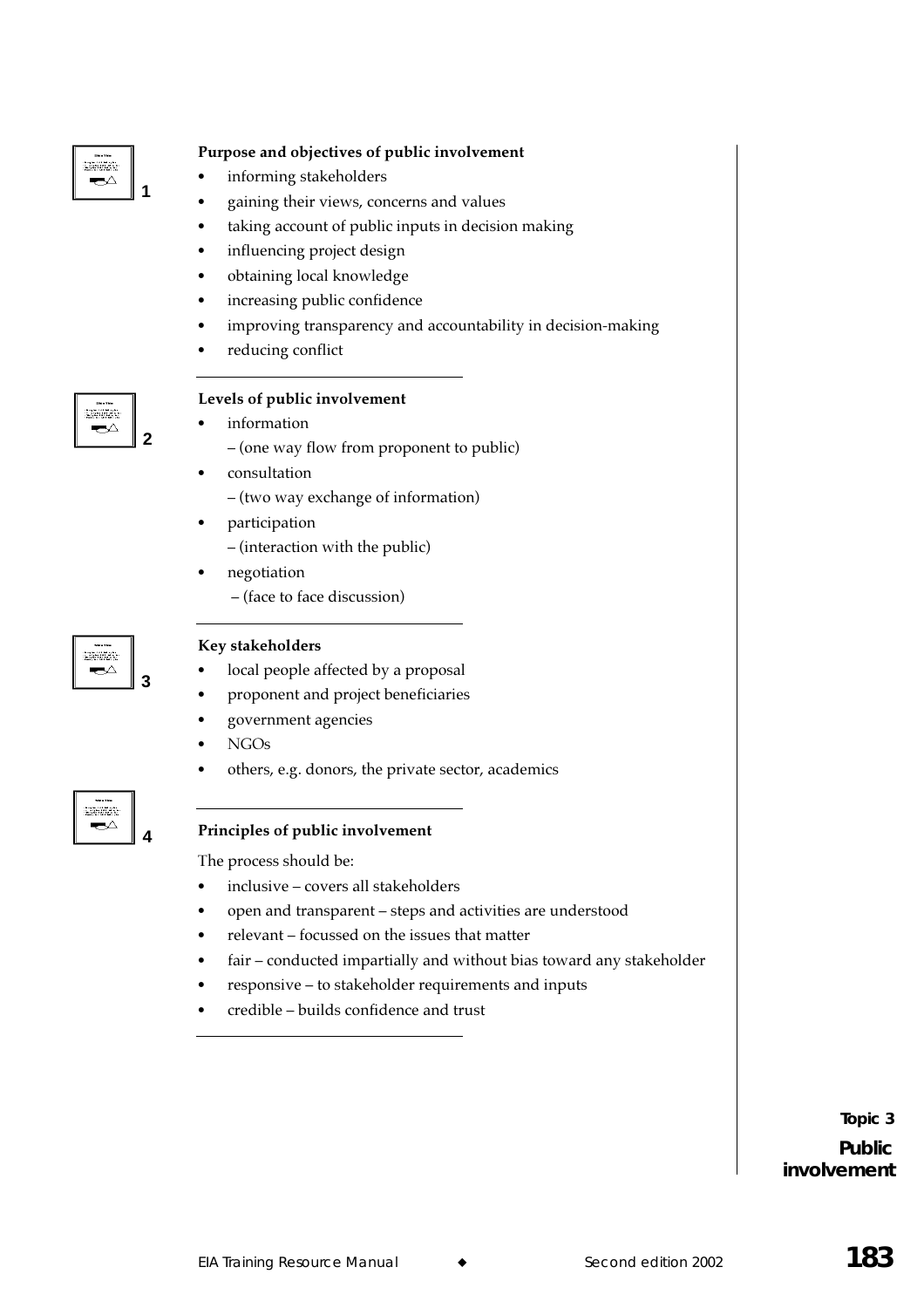**Purpose and objectives of public involvement**

- informing stakeholders
- gaining their views, concerns and values
- taking account of public inputs in decision making
- influencing project design
- obtaining local knowledge
- increasing public confidence
- improving transparency and accountability in decision-making
- reducing conflict

---

**Levels of public involvement**

- information
  – (one way flow from proponent to public)
- consultation
  – (two way exchange of information)
- participation
  – (interaction with the public)
- negotiation
  – (face to face discussion)

---

**Key stakeholders**

- local people affected by a proposal
- proponent and project beneficiaries
- government agencies
- NGOs
- others, e.g. donors, the private sector, academics

---

**Principles of public involvement**

The process should be:

- inclusive – covers all stakeholders
- open and transparent – steps and activities are understood
- relevant – focussed on the issues that matter
- fair – conducted impartially and without bias toward any stakeholder
- responsive – to stakeholder requirements and inputs
- credible – builds confidence and trust

---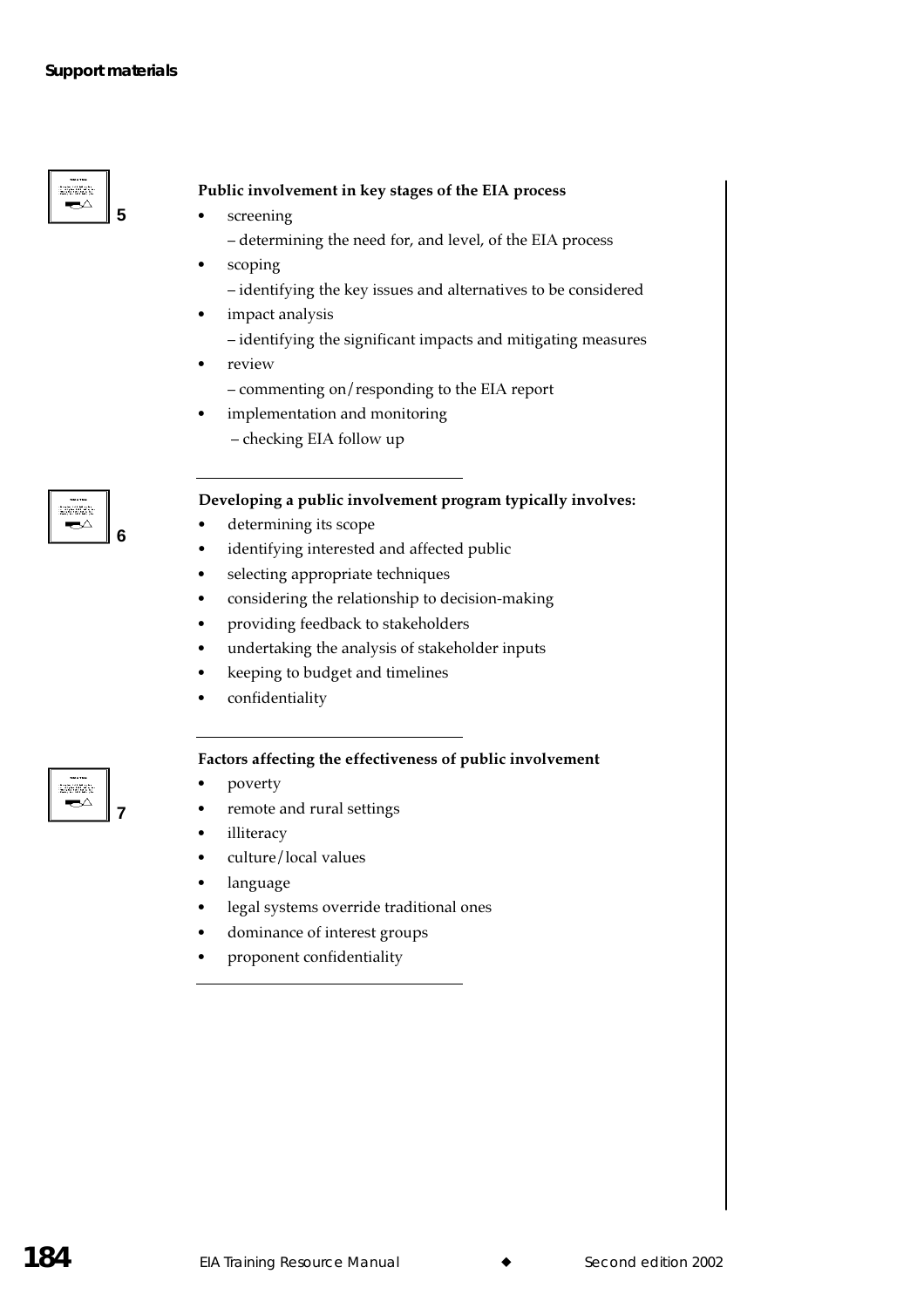**Public involvement in key stages of the EIA process**

- screening
  – determining the need for, and level, of the EIA process
- scoping
  – identifying the key issues and alternatives to be considered
- impact analysis
  – identifying the significant impacts and mitigating measures
- review
  – commenting on/responding to the EIA report
- implementation and monitoring
  – checking EIA follow up

---

**Developing a public involvement program typically involves:**

- determining its scope
- identifying interested and affected public
- selecting appropriate techniques
- considering the relationship to decision-making
- providing feedback to stakeholders
- undertaking the analysis of stakeholder inputs
- keeping to budget and timelines
- confidentiality

---

**Factors affecting the effectiveness of public involvement**

- poverty
- remote and rural settings
- illiteracy
- culture/local values
- language
- legal systems override traditional ones
- dominance of interest groups
- proponent confidentiality

---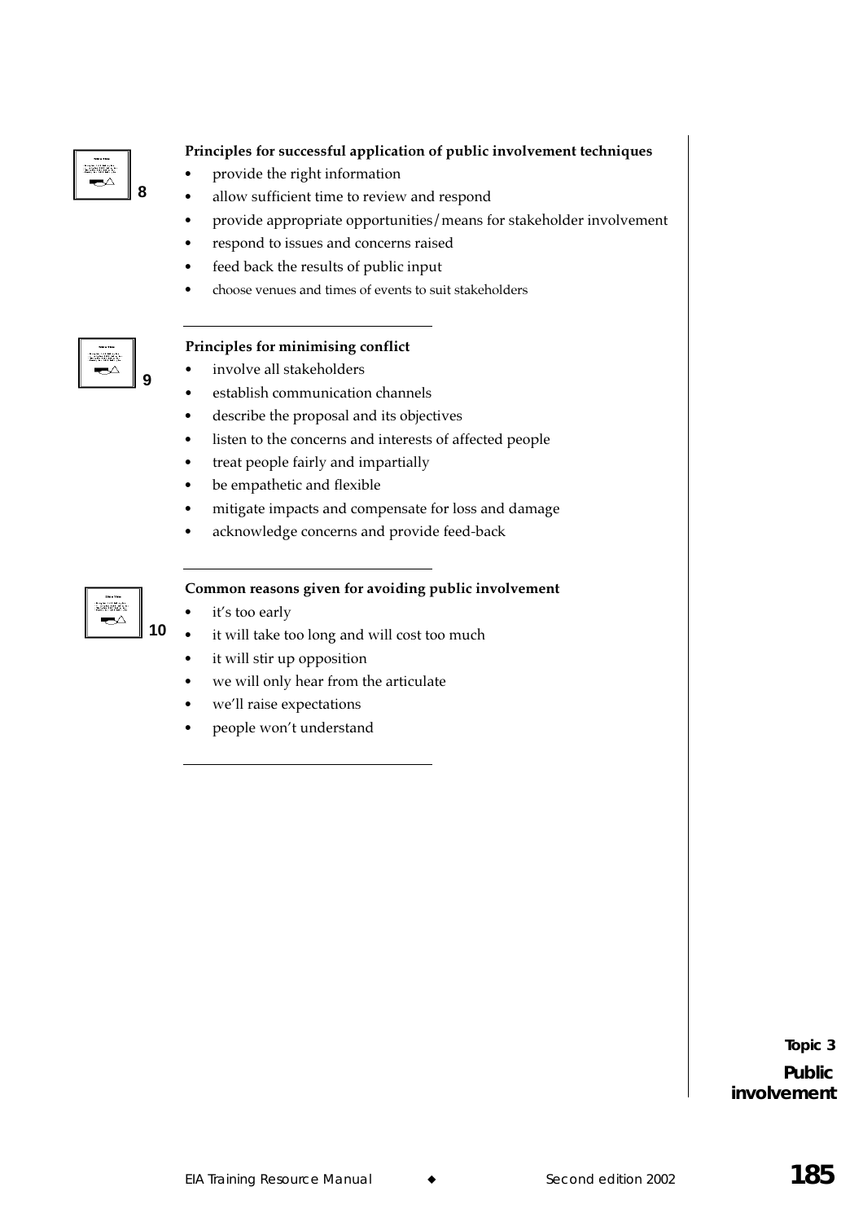**Principles for successful application of public involvement techniques**

- provide the right information
- allow sufficient time to review and respond
- provide appropriate opportunities/means for stakeholder involvement
- respond to issues and concerns raised
- feed back the results of public input
- choose venues and times of events to suit stakeholders

**Principles for minimising conflict**

- involve all stakeholders
- establish communication channels
- describe the proposal and its objectives
- listen to the concerns and interests of affected people
- treat people fairly and impartially
- be empathetic and flexible
- mitigate impacts and compensate for loss and damage
- acknowledge concerns and provide feed-back

**Common reasons given for avoiding public involvement**

- it's too early
- it will take too long and will cost too much
- it will stir up opposition
- we will only hear from the articulate
- we'll raise expectations
- people won't understand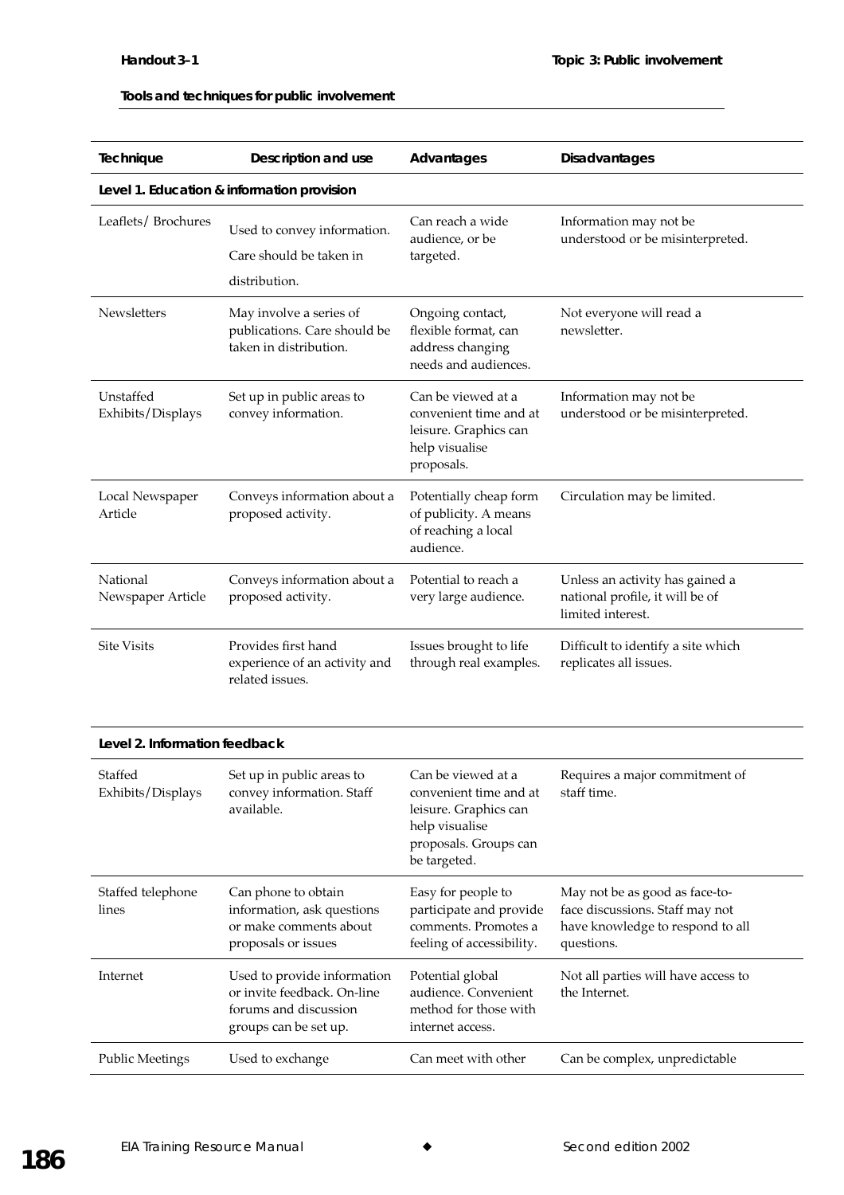**Tools and techniques for public involvement**

| Technique | Description and use | Advantages | Disadvantages |
|---|---|---|---|
| **Level 1. Education & information provision** | | | |
| Leaflets/ Brochures | Used to convey information. Care should be taken in distribution. | Can reach a wide audience, or be targeted. | Information may not be understood or be misinterpreted. |
| Newsletters | May involve a series of publications. Care should be taken in distribution. | Ongoing contact, flexible format, can address changing needs and audiences. | Not everyone will read a newsletter. |
| Unstaffed Exhibits/Displays | Set up in public areas to convey information. | Can be viewed at a convenient time and at leisure. Graphics can help visualise proposals. | Information may not be understood or be misinterpreted. |
| Local Newspaper Article | Conveys information about a proposed activity. | Potentially cheap form of publicity. A means of reaching a local audience. | Circulation may be limited. |
| National Newspaper Article | Conveys information about a proposed activity. | Potential to reach a very large audience. | Unless an activity has gained a national profile, it will be of limited interest. |
| Site Visits | Provides first hand experience of an activity and related issues. | Issues brought to life through real examples. | Difficult to identify a site which replicates all issues. |
| **Level 2. Information feedback** | | | |
| Staffed Exhibits/Displays | Set up in public areas to convey information. Staff available. | Can be viewed at a convenient time and at leisure. Graphics can help visualise proposals. Groups can be targeted. | Requires a major commitment of staff time. |
| Staffed telephone lines | Can phone to obtain information, ask questions or make comments about proposals or issues | Easy for people to participate and provide comments. Promotes a feeling of accessibility. | May not be as good as face-to-face discussions. Staff may not have knowledge to respond to all questions. |
| Internet | Used to provide information or invite feedback. On-line forums and discussion groups can be set up. | Potential global audience. Convenient method for those with internet access. | Not all parties will have access to the Internet. |
| Public Meetings | Used to exchange | Can meet with other | Can be complex, unpredictable |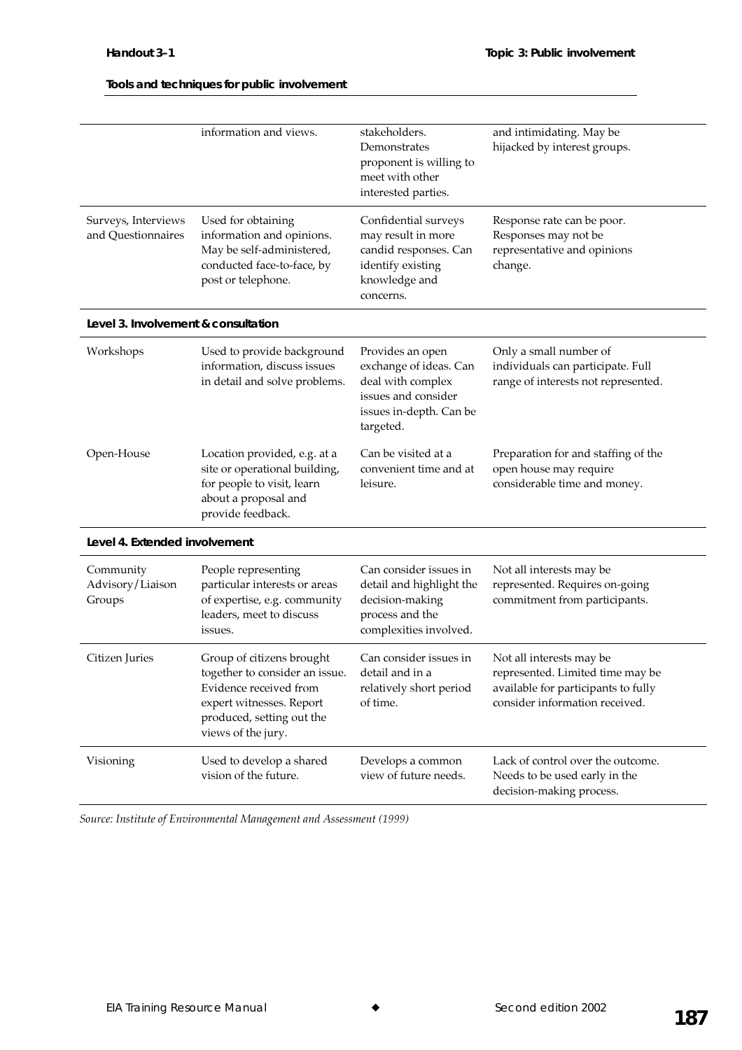**Tools and techniques for public involvement**

| | | | |
|---|---|---|---|
| | information and views. | stakeholders. Demonstrates proponent is willing to meet with other interested parties. | and intimidating. May be hijacked by interest groups. |
| Surveys, Interviews and Questionnaires | Used for obtaining information and opinions. May be self-administered, conducted face-to-face, by post or telephone. | Confidential surveys may result in more candid responses. Can identify existing knowledge and concerns. | Response rate can be poor. Responses may not be representative and opinions change. |
| **Level 3. Involvement & consultation** | | | |
| Workshops | Used to provide background information, discuss issues in detail and solve problems. | Provides an open exchange of ideas. Can deal with complex issues and consider issues in-depth. Can be targeted. | Only a small number of individuals can participate. Full range of interests not represented. |
| Open-House | Location provided, e.g. at a site or operational building, for people to visit, learn about a proposal and provide feedback. | Can be visited at a convenient time and at leisure. | Preparation for and staffing of the open house may require considerable time and money. |
| **Level 4. Extended involvement** | | | |
| Community Advisory/Liaison Groups | People representing particular interests or areas of expertise, e.g. community leaders, meet to discuss issues. | Can consider issues in detail and highlight the decision-making process and the complexities involved. | Not all interests may be represented. Requires on-going commitment from participants. |
| Citizen Juries | Group of citizens brought together to consider an issue. Evidence received from expert witnesses. Report produced, setting out the views of the jury. | Can consider issues in detail and in a relatively short period of time. | Not all interests may be represented. Limited time may be available for participants to fully consider information received. |
| Visioning | Used to develop a shared vision of the future. | Develops a common view of future needs. | Lack of control over the outcome. Needs to be used early in the decision-making process. |

*Source: Institute of Environmental Management and Assessment (1999)*